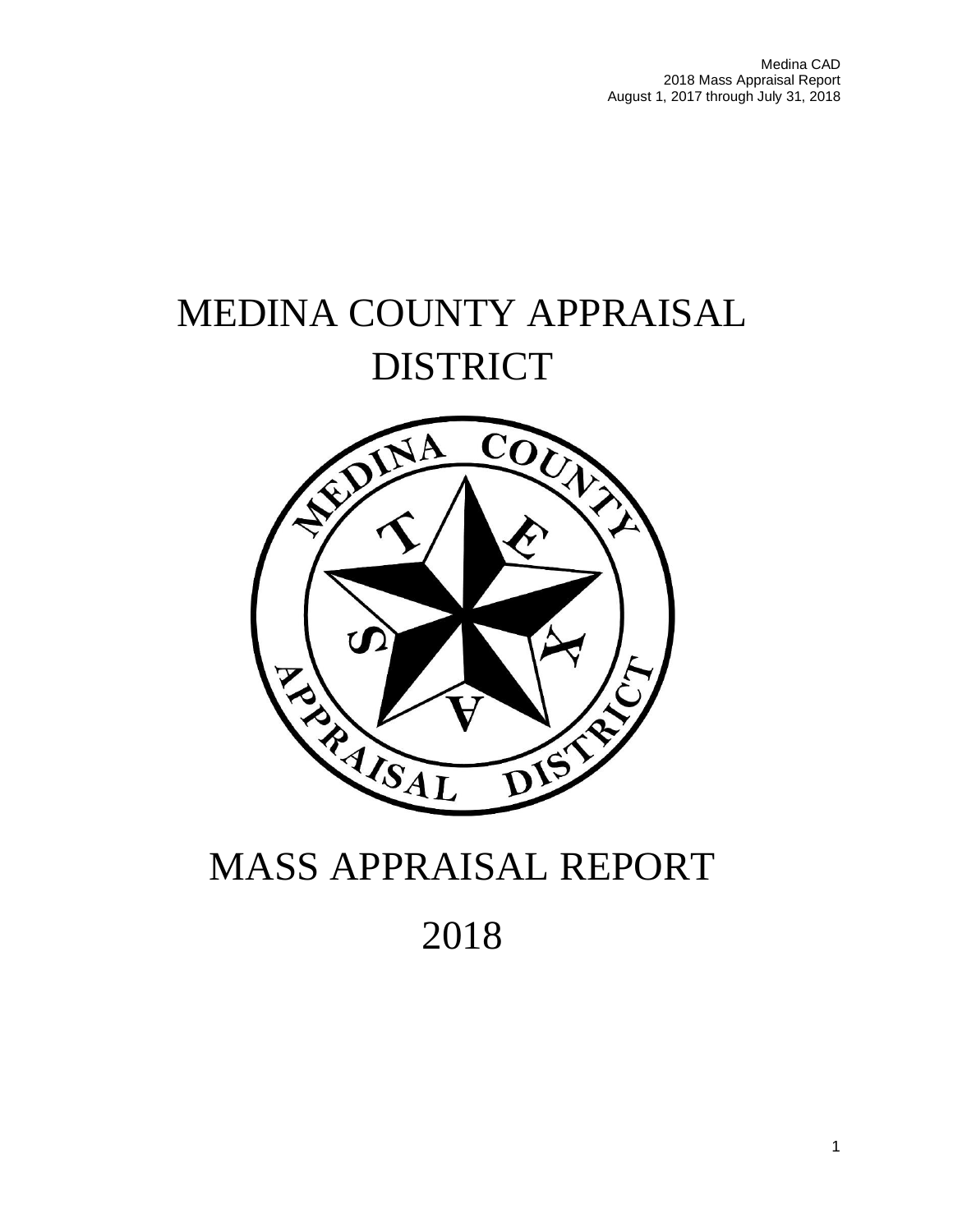# MEDINA COUNTY APPRAISAL DISTRICT

# MASS APPRAISAL REPORT

# 2018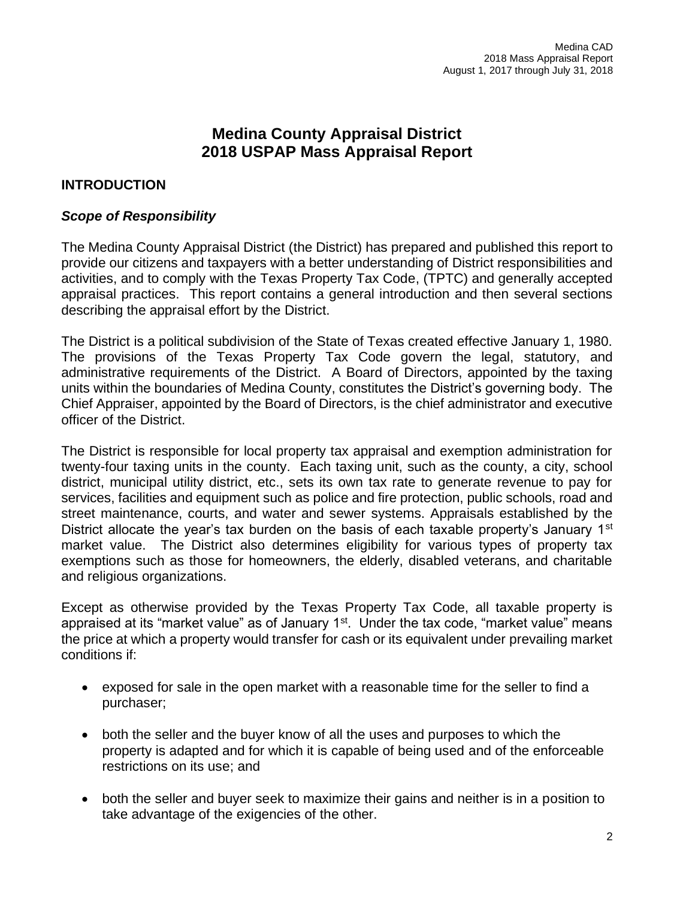# Medina County Appraisal District
# 2018 USPAP Mass Appraisal Report

## INTRODUCTION

### *Scope of Responsibility*

The Medina County Appraisal District (the District) has prepared and published this report to provide our citizens and taxpayers with a better understanding of District responsibilities and activities, and to comply with the Texas Property Tax Code, (TPTC) and generally accepted appraisal practices. This report contains a general introduction and then several sections describing the appraisal effort by the District.

The District is a political subdivision of the State of Texas created effective January 1, 1980. The provisions of the Texas Property Tax Code govern the legal, statutory, and administrative requirements of the District. A Board of Directors, appointed by the taxing units within the boundaries of Medina County, constitutes the District's governing body. The Chief Appraiser, appointed by the Board of Directors, is the chief administrator and executive officer of the District.

The District is responsible for local property tax appraisal and exemption administration for twenty-four taxing units in the county. Each taxing unit, such as the county, a city, school district, municipal utility district, etc., sets its own tax rate to generate revenue to pay for services, facilities and equipment such as police and fire protection, public schools, road and street maintenance, courts, and water and sewer systems. Appraisals established by the District allocate the year's tax burden on the basis of each taxable property's January 1st market value. The District also determines eligibility for various types of property tax exemptions such as those for homeowners, the elderly, disabled veterans, and charitable and religious organizations.

Except as otherwise provided by the Texas Property Tax Code, all taxable property is appraised at its "market value" as of January 1st. Under the tax code, "market value" means the price at which a property would transfer for cash or its equivalent under prevailing market conditions if:

- exposed for sale in the open market with a reasonable time for the seller to find a purchaser;
- both the seller and the buyer know of all the uses and purposes to which the property is adapted and for which it is capable of being used and of the enforceable restrictions on its use; and
- both the seller and buyer seek to maximize their gains and neither is in a position to take advantage of the exigencies of the other.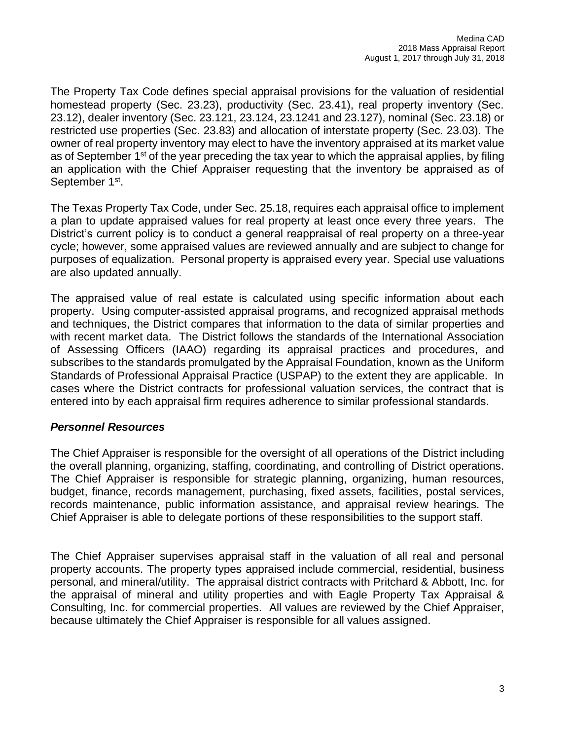The Property Tax Code defines special appraisal provisions for the valuation of residential homestead property (Sec. 23.23), productivity (Sec. 23.41), real property inventory (Sec. 23.12), dealer inventory (Sec. 23.121, 23.124, 23.1241 and 23.127), nominal (Sec. 23.18) or restricted use properties (Sec. 23.83) and allocation of interstate property (Sec. 23.03). The owner of real property inventory may elect to have the inventory appraised at its market value as of September 1st of the year preceding the tax year to which the appraisal applies, by filing an application with the Chief Appraiser requesting that the inventory be appraised as of September 1st.

The Texas Property Tax Code, under Sec. 25.18, requires each appraisal office to implement a plan to update appraised values for real property at least once every three years. The District's current policy is to conduct a general reappraisal of real property on a three-year cycle; however, some appraised values are reviewed annually and are subject to change for purposes of equalization. Personal property is appraised every year. Special use valuations are also updated annually.

The appraised value of real estate is calculated using specific information about each property. Using computer-assisted appraisal programs, and recognized appraisal methods and techniques, the District compares that information to the data of similar properties and with recent market data. The District follows the standards of the International Association of Assessing Officers (IAAO) regarding its appraisal practices and procedures, and subscribes to the standards promulgated by the Appraisal Foundation, known as the Uniform Standards of Professional Appraisal Practice (USPAP) to the extent they are applicable. In cases where the District contracts for professional valuation services, the contract that is entered into by each appraisal firm requires adherence to similar professional standards.

### *Personnel Resources*

The Chief Appraiser is responsible for the oversight of all operations of the District including the overall planning, organizing, staffing, coordinating, and controlling of District operations. The Chief Appraiser is responsible for strategic planning, organizing, human resources, budget, finance, records management, purchasing, fixed assets, facilities, postal services, records maintenance, public information assistance, and appraisal review hearings. The Chief Appraiser is able to delegate portions of these responsibilities to the support staff.

The Chief Appraiser supervises appraisal staff in the valuation of all real and personal property accounts. The property types appraised include commercial, residential, business personal, and mineral/utility. The appraisal district contracts with Pritchard & Abbott, Inc. for the appraisal of mineral and utility properties and with Eagle Property Tax Appraisal & Consulting, Inc. for commercial properties. All values are reviewed by the Chief Appraiser, because ultimately the Chief Appraiser is responsible for all values assigned.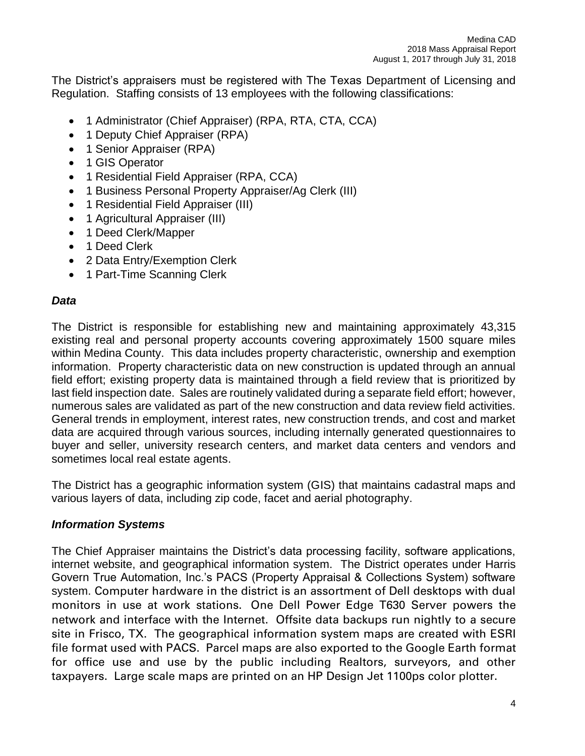The District's appraisers must be registered with The Texas Department of Licensing and Regulation. Staffing consists of 13 employees with the following classifications:

- 1 Administrator (Chief Appraiser) (RPA, RTA, CTA, CCA)
- 1 Deputy Chief Appraiser (RPA)
- 1 Senior Appraiser (RPA)
- 1 GIS Operator
- 1 Residential Field Appraiser (RPA, CCA)
- 1 Business Personal Property Appraiser/Ag Clerk (III)
- 1 Residential Field Appraiser (III)
- 1 Agricultural Appraiser (III)
- 1 Deed Clerk/Mapper
- 1 Deed Clerk
- 2 Data Entry/Exemption Clerk
- 1 Part-Time Scanning Clerk

### *Data*

The District is responsible for establishing new and maintaining approximately 43,315 existing real and personal property accounts covering approximately 1500 square miles within Medina County. This data includes property characteristic, ownership and exemption information. Property characteristic data on new construction is updated through an annual field effort; existing property data is maintained through a field review that is prioritized by last field inspection date. Sales are routinely validated during a separate field effort; however, numerous sales are validated as part of the new construction and data review field activities. General trends in employment, interest rates, new construction trends, and cost and market data are acquired through various sources, including internally generated questionnaires to buyer and seller, university research centers, and market data centers and vendors and sometimes local real estate agents.

The District has a geographic information system (GIS) that maintains cadastral maps and various layers of data, including zip code, facet and aerial photography.

### *Information Systems*

The Chief Appraiser maintains the District's data processing facility, software applications, internet website, and geographical information system. The District operates under Harris Govern True Automation, Inc.'s PACS (Property Appraisal & Collections System) software system. Computer hardware in the district is an assortment of Dell desktops with dual monitors in use at work stations. One Dell Power Edge T630 Server powers the network and interface with the Internet. Offsite data backups run nightly to a secure site in Frisco, TX. The geographical information system maps are created with ESRI file format used with PACS. Parcel maps are also exported to the Google Earth format for office use and use by the public including Realtors, surveyors, and other taxpayers. Large scale maps are printed on an HP Design Jet 1100ps color plotter.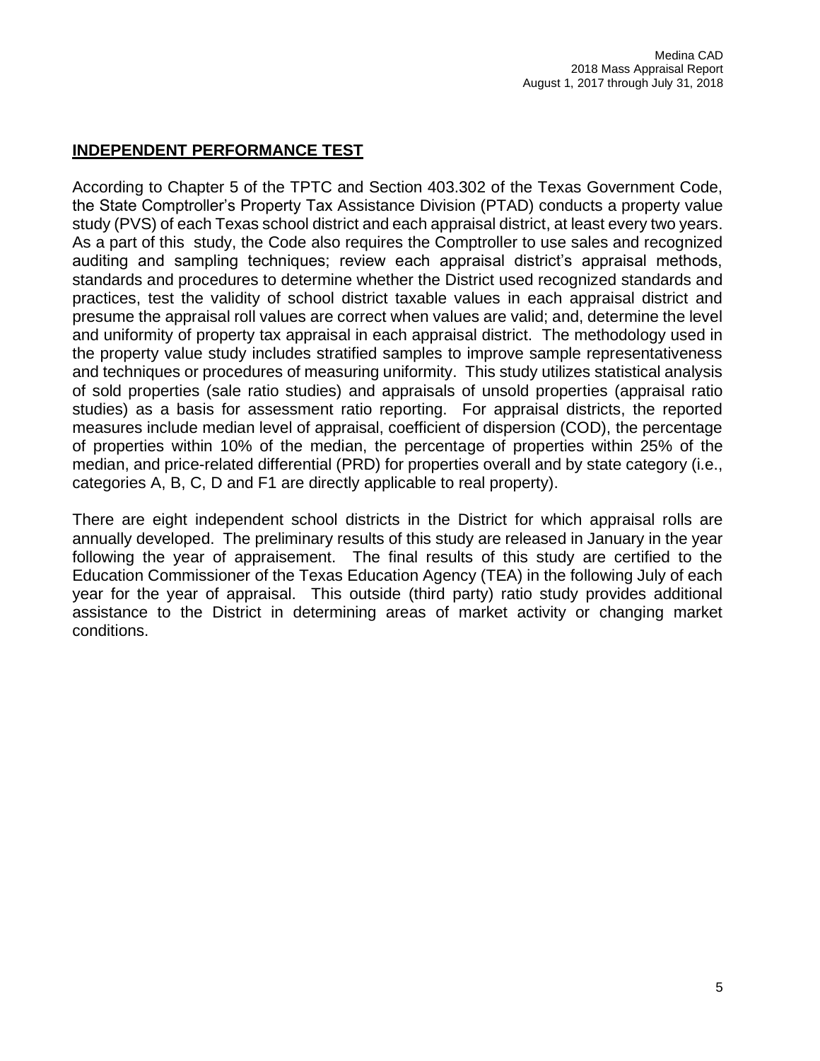## INDEPENDENT PERFORMANCE TEST

According to Chapter 5 of the TPTC and Section 403.302 of the Texas Government Code, the State Comptroller's Property Tax Assistance Division (PTAD) conducts a property value study (PVS) of each Texas school district and each appraisal district, at least every two years. As a part of this study, the Code also requires the Comptroller to use sales and recognized auditing and sampling techniques; review each appraisal district's appraisal methods, standards and procedures to determine whether the District used recognized standards and practices, test the validity of school district taxable values in each appraisal district and presume the appraisal roll values are correct when values are valid; and, determine the level and uniformity of property tax appraisal in each appraisal district. The methodology used in the property value study includes stratified samples to improve sample representativeness and techniques or procedures of measuring uniformity. This study utilizes statistical analysis of sold properties (sale ratio studies) and appraisals of unsold properties (appraisal ratio studies) as a basis for assessment ratio reporting. For appraisal districts, the reported measures include median level of appraisal, coefficient of dispersion (COD), the percentage of properties within 10% of the median, the percentage of properties within 25% of the median, and price-related differential (PRD) for properties overall and by state category (i.e., categories A, B, C, D and F1 are directly applicable to real property).

There are eight independent school districts in the District for which appraisal rolls are annually developed. The preliminary results of this study are released in January in the year following the year of appraisement. The final results of this study are certified to the Education Commissioner of the Texas Education Agency (TEA) in the following July of each year for the year of appraisal. This outside (third party) ratio study provides additional assistance to the District in determining areas of market activity or changing market conditions.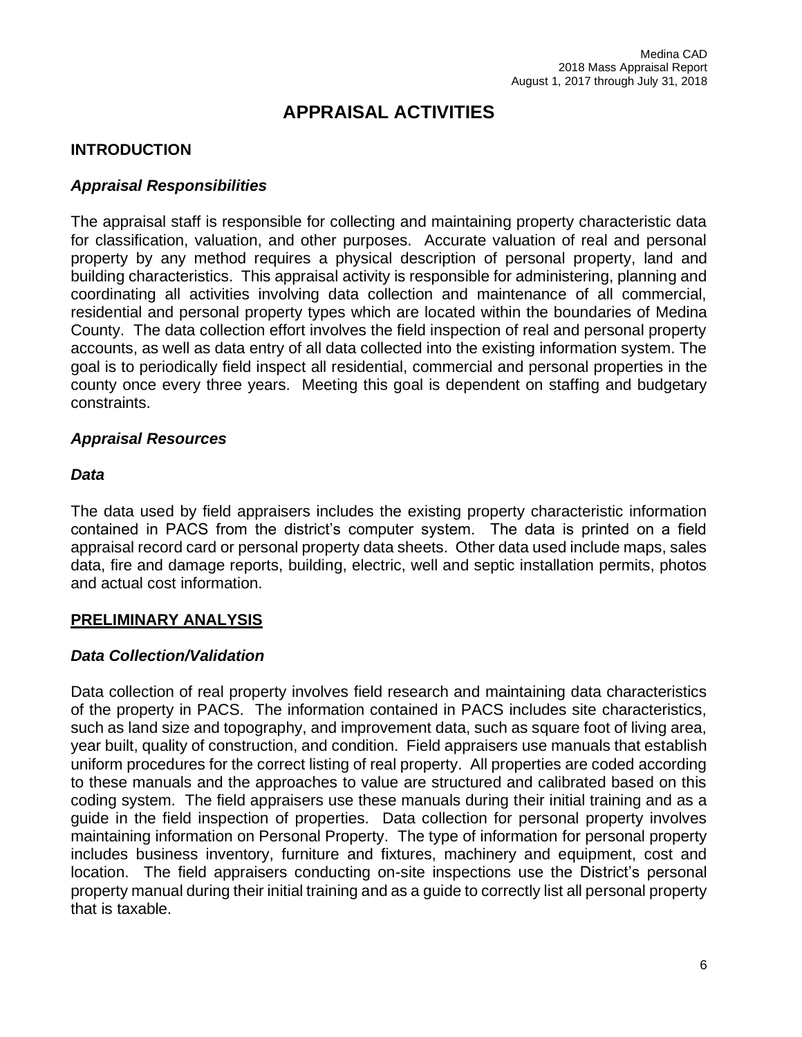# APPRAISAL ACTIVITIES

## INTRODUCTION

### *Appraisal Responsibilities*

The appraisal staff is responsible for collecting and maintaining property characteristic data for classification, valuation, and other purposes. Accurate valuation of real and personal property by any method requires a physical description of personal property, land and building characteristics. This appraisal activity is responsible for administering, planning and coordinating all activities involving data collection and maintenance of all commercial, residential and personal property types which are located within the boundaries of Medina County. The data collection effort involves the field inspection of real and personal property accounts, as well as data entry of all data collected into the existing information system. The goal is to periodically field inspect all residential, commercial and personal properties in the county once every three years. Meeting this goal is dependent on staffing and budgetary constraints.

### *Appraisal Resources*

### *Data*

The data used by field appraisers includes the existing property characteristic information contained in PACS from the district's computer system. The data is printed on a field appraisal record card or personal property data sheets. Other data used include maps, sales data, fire and damage reports, building, electric, well and septic installation permits, photos and actual cost information.

## PRELIMINARY ANALYSIS

### *Data Collection/Validation*

Data collection of real property involves field research and maintaining data characteristics of the property in PACS. The information contained in PACS includes site characteristics, such as land size and topography, and improvement data, such as square foot of living area, year built, quality of construction, and condition. Field appraisers use manuals that establish uniform procedures for the correct listing of real property. All properties are coded according to these manuals and the approaches to value are structured and calibrated based on this coding system. The field appraisers use these manuals during their initial training and as a guide in the field inspection of properties. Data collection for personal property involves maintaining information on Personal Property. The type of information for personal property includes business inventory, furniture and fixtures, machinery and equipment, cost and location. The field appraisers conducting on-site inspections use the District's personal property manual during their initial training and as a guide to correctly list all personal property that is taxable.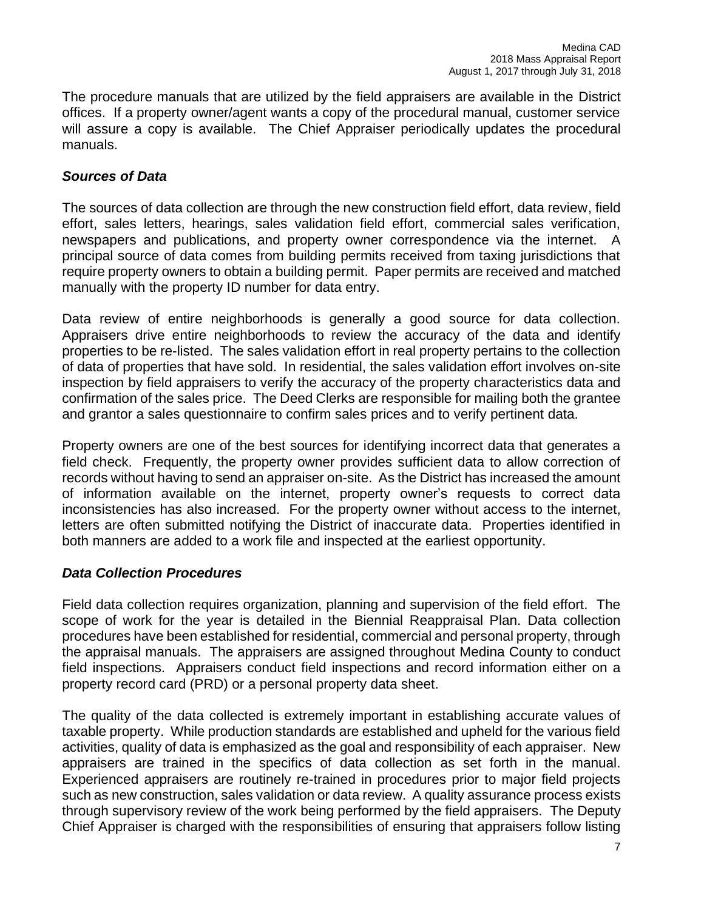The procedure manuals that are utilized by the field appraisers are available in the District offices. If a property owner/agent wants a copy of the procedural manual, customer service will assure a copy is available. The Chief Appraiser periodically updates the procedural manuals.

### *Sources of Data*

The sources of data collection are through the new construction field effort, data review, field effort, sales letters, hearings, sales validation field effort, commercial sales verification, newspapers and publications, and property owner correspondence via the internet. A principal source of data comes from building permits received from taxing jurisdictions that require property owners to obtain a building permit. Paper permits are received and matched manually with the property ID number for data entry.

Data review of entire neighborhoods is generally a good source for data collection. Appraisers drive entire neighborhoods to review the accuracy of the data and identify properties to be re-listed. The sales validation effort in real property pertains to the collection of data of properties that have sold. In residential, the sales validation effort involves on-site inspection by field appraisers to verify the accuracy of the property characteristics data and confirmation of the sales price. The Deed Clerks are responsible for mailing both the grantee and grantor a sales questionnaire to confirm sales prices and to verify pertinent data.

Property owners are one of the best sources for identifying incorrect data that generates a field check. Frequently, the property owner provides sufficient data to allow correction of records without having to send an appraiser on-site. As the District has increased the amount of information available on the internet, property owner's requests to correct data inconsistencies has also increased. For the property owner without access to the internet, letters are often submitted notifying the District of inaccurate data. Properties identified in both manners are added to a work file and inspected at the earliest opportunity.

### *Data Collection Procedures*

Field data collection requires organization, planning and supervision of the field effort. The scope of work for the year is detailed in the Biennial Reappraisal Plan. Data collection procedures have been established for residential, commercial and personal property, through the appraisal manuals. The appraisers are assigned throughout Medina County to conduct field inspections. Appraisers conduct field inspections and record information either on a property record card (PRD) or a personal property data sheet.

The quality of the data collected is extremely important in establishing accurate values of taxable property. While production standards are established and upheld for the various field activities, quality of data is emphasized as the goal and responsibility of each appraiser. New appraisers are trained in the specifics of data collection as set forth in the manual. Experienced appraisers are routinely re-trained in procedures prior to major field projects such as new construction, sales validation or data review. A quality assurance process exists through supervisory review of the work being performed by the field appraisers. The Deputy Chief Appraiser is charged with the responsibilities of ensuring that appraisers follow listing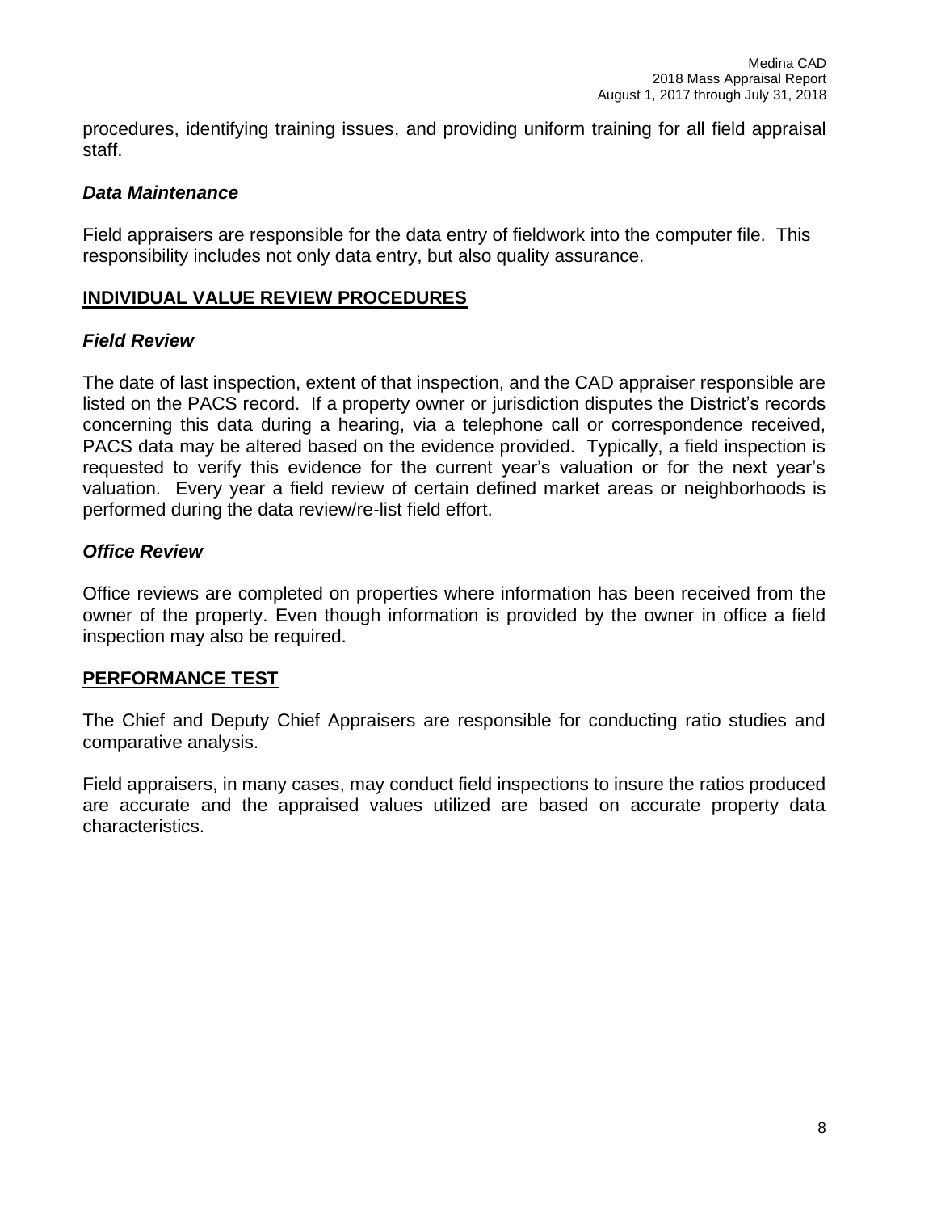procedures, identifying training issues, and providing uniform training for all field appraisal staff.

### *Data Maintenance*

Field appraisers are responsible for the data entry of fieldwork into the computer file. This responsibility includes not only data entry, but also quality assurance.

## INDIVIDUAL VALUE REVIEW PROCEDURES

### *Field Review*

The date of last inspection, extent of that inspection, and the CAD appraiser responsible are listed on the PACS record. If a property owner or jurisdiction disputes the District's records concerning this data during a hearing, via a telephone call or correspondence received, PACS data may be altered based on the evidence provided. Typically, a field inspection is requested to verify this evidence for the current year's valuation or for the next year's valuation. Every year a field review of certain defined market areas or neighborhoods is performed during the data review/re-list field effort.

### *Office Review*

Office reviews are completed on properties where information has been received from the owner of the property. Even though information is provided by the owner in office a field inspection may also be required.

## PERFORMANCE TEST

The Chief and Deputy Chief Appraisers are responsible for conducting ratio studies and comparative analysis.

Field appraisers, in many cases, may conduct field inspections to insure the ratios produced are accurate and the appraised values utilized are based on accurate property data characteristics.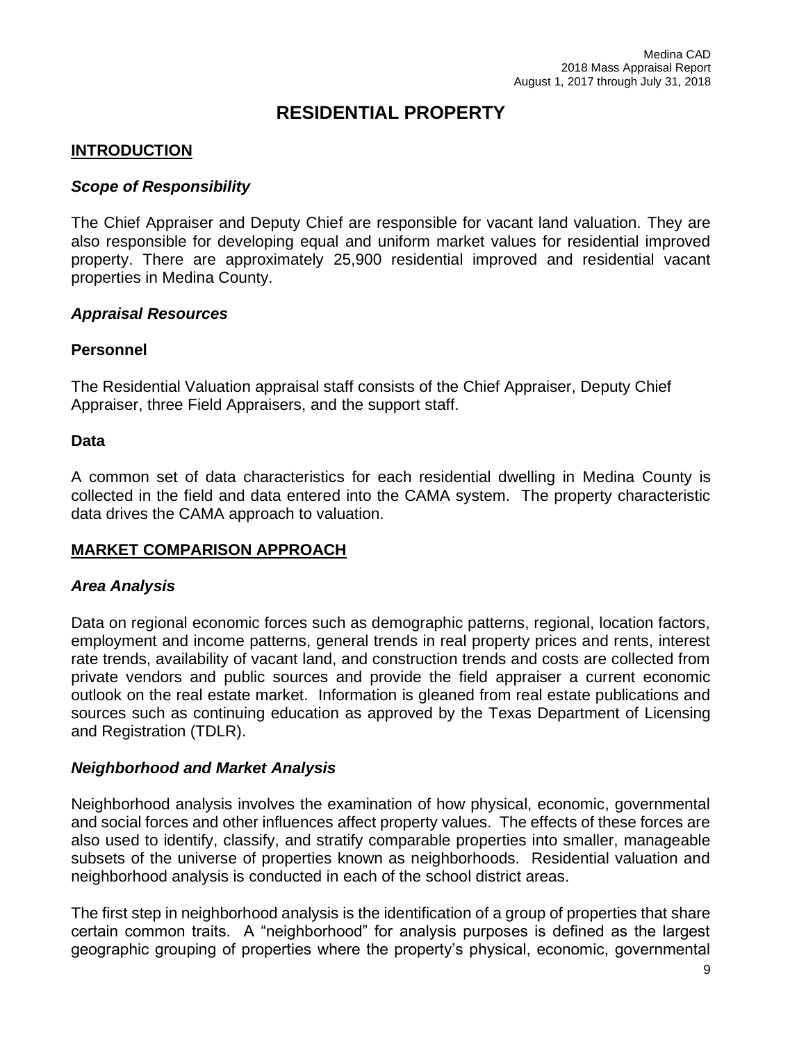# RESIDENTIAL PROPERTY

## INTRODUCTION

### *Scope of Responsibility*

The Chief Appraiser and Deputy Chief are responsible for vacant land valuation. They are also responsible for developing equal and uniform market values for residential improved property. There are approximately 25,900 residential improved and residential vacant properties in Medina County.

### *Appraisal Resources*

#### Personnel

The Residential Valuation appraisal staff consists of the Chief Appraiser, Deputy Chief Appraiser, three Field Appraisers, and the support staff.

#### Data

A common set of data characteristics for each residential dwelling in Medina County is collected in the field and data entered into the CAMA system. The property characteristic data drives the CAMA approach to valuation.

## MARKET COMPARISON APPROACH

### *Area Analysis*

Data on regional economic forces such as demographic patterns, regional, location factors, employment and income patterns, general trends in real property prices and rents, interest rate trends, availability of vacant land, and construction trends and costs are collected from private vendors and public sources and provide the field appraiser a current economic outlook on the real estate market. Information is gleaned from real estate publications and sources such as continuing education as approved by the Texas Department of Licensing and Registration (TDLR).

### *Neighborhood and Market Analysis*

Neighborhood analysis involves the examination of how physical, economic, governmental and social forces and other influences affect property values. The effects of these forces are also used to identify, classify, and stratify comparable properties into smaller, manageable subsets of the universe of properties known as neighborhoods. Residential valuation and neighborhood analysis is conducted in each of the school district areas.

The first step in neighborhood analysis is the identification of a group of properties that share certain common traits. A "neighborhood" for analysis purposes is defined as the largest geographic grouping of properties where the property's physical, economic, governmental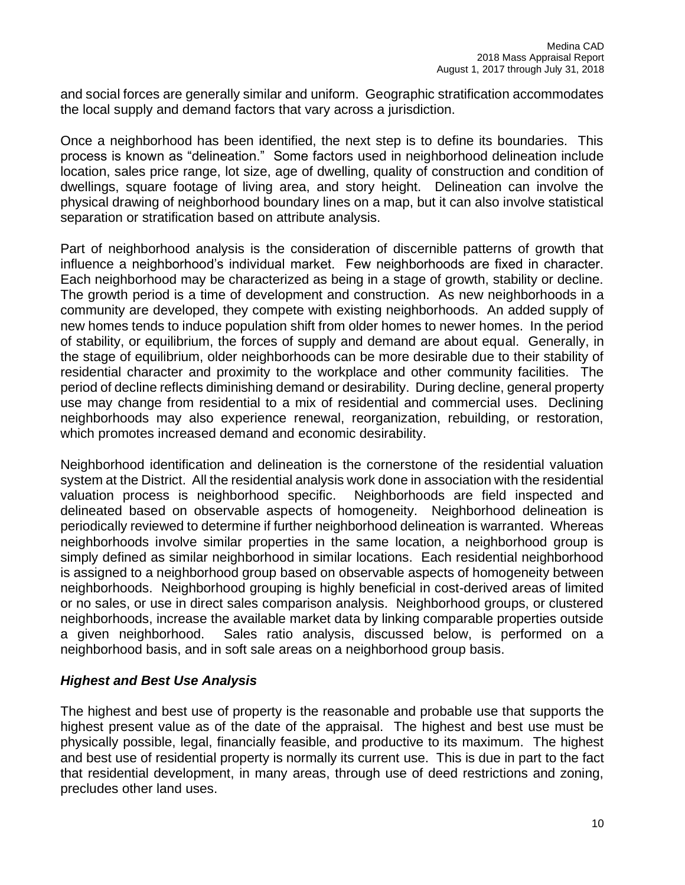and social forces are generally similar and uniform. Geographic stratification accommodates the local supply and demand factors that vary across a jurisdiction.

Once a neighborhood has been identified, the next step is to define its boundaries. This process is known as "delineation." Some factors used in neighborhood delineation include location, sales price range, lot size, age of dwelling, quality of construction and condition of dwellings, square footage of living area, and story height. Delineation can involve the physical drawing of neighborhood boundary lines on a map, but it can also involve statistical separation or stratification based on attribute analysis.

Part of neighborhood analysis is the consideration of discernible patterns of growth that influence a neighborhood's individual market. Few neighborhoods are fixed in character. Each neighborhood may be characterized as being in a stage of growth, stability or decline. The growth period is a time of development and construction. As new neighborhoods in a community are developed, they compete with existing neighborhoods. An added supply of new homes tends to induce population shift from older homes to newer homes. In the period of stability, or equilibrium, the forces of supply and demand are about equal. Generally, in the stage of equilibrium, older neighborhoods can be more desirable due to their stability of residential character and proximity to the workplace and other community facilities. The period of decline reflects diminishing demand or desirability. During decline, general property use may change from residential to a mix of residential and commercial uses. Declining neighborhoods may also experience renewal, reorganization, rebuilding, or restoration, which promotes increased demand and economic desirability.

Neighborhood identification and delineation is the cornerstone of the residential valuation system at the District. All the residential analysis work done in association with the residential valuation process is neighborhood specific. Neighborhoods are field inspected and delineated based on observable aspects of homogeneity. Neighborhood delineation is periodically reviewed to determine if further neighborhood delineation is warranted. Whereas neighborhoods involve similar properties in the same location, a neighborhood group is simply defined as similar neighborhood in similar locations. Each residential neighborhood is assigned to a neighborhood group based on observable aspects of homogeneity between neighborhoods. Neighborhood grouping is highly beneficial in cost-derived areas of limited or no sales, or use in direct sales comparison analysis. Neighborhood groups, or clustered neighborhoods, increase the available market data by linking comparable properties outside a given neighborhood. Sales ratio analysis, discussed below, is performed on a neighborhood basis, and in soft sale areas on a neighborhood group basis.

### *Highest and Best Use Analysis*

The highest and best use of property is the reasonable and probable use that supports the highest present value as of the date of the appraisal. The highest and best use must be physically possible, legal, financially feasible, and productive to its maximum. The highest and best use of residential property is normally its current use. This is due in part to the fact that residential development, in many areas, through use of deed restrictions and zoning, precludes other land uses.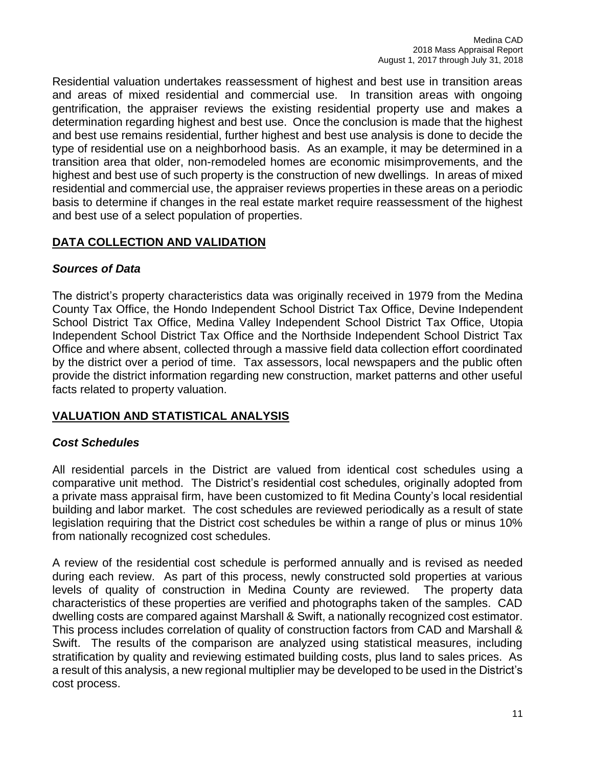Residential valuation undertakes reassessment of highest and best use in transition areas and areas of mixed residential and commercial use. In transition areas with ongoing gentrification, the appraiser reviews the existing residential property use and makes a determination regarding highest and best use. Once the conclusion is made that the highest and best use remains residential, further highest and best use analysis is done to decide the type of residential use on a neighborhood basis. As an example, it may be determined in a transition area that older, non-remodeled homes are economic misimprovements, and the highest and best use of such property is the construction of new dwellings. In areas of mixed residential and commercial use, the appraiser reviews properties in these areas on a periodic basis to determine if changes in the real estate market require reassessment of the highest and best use of a select population of properties.

## DATA COLLECTION AND VALIDATION

### *Sources of Data*

The district's property characteristics data was originally received in 1979 from the Medina County Tax Office, the Hondo Independent School District Tax Office, Devine Independent School District Tax Office, Medina Valley Independent School District Tax Office, Utopia Independent School District Tax Office and the Northside Independent School District Tax Office and where absent, collected through a massive field data collection effort coordinated by the district over a period of time. Tax assessors, local newspapers and the public often provide the district information regarding new construction, market patterns and other useful facts related to property valuation.

## VALUATION AND STATISTICAL ANALYSIS

### *Cost Schedules*

All residential parcels in the District are valued from identical cost schedules using a comparative unit method. The District's residential cost schedules, originally adopted from a private mass appraisal firm, have been customized to fit Medina County's local residential building and labor market. The cost schedules are reviewed periodically as a result of state legislation requiring that the District cost schedules be within a range of plus or minus 10% from nationally recognized cost schedules.

A review of the residential cost schedule is performed annually and is revised as needed during each review. As part of this process, newly constructed sold properties at various levels of quality of construction in Medina County are reviewed. The property data characteristics of these properties are verified and photographs taken of the samples. CAD dwelling costs are compared against Marshall & Swift, a nationally recognized cost estimator. This process includes correlation of quality of construction factors from CAD and Marshall & Swift. The results of the comparison are analyzed using statistical measures, including stratification by quality and reviewing estimated building costs, plus land to sales prices. As a result of this analysis, a new regional multiplier may be developed to be used in the District's cost process.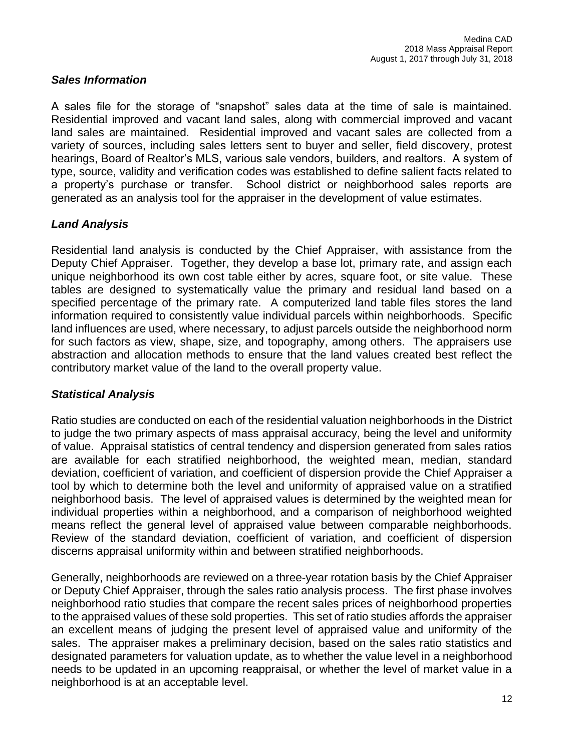### *Sales Information*

A sales file for the storage of "snapshot" sales data at the time of sale is maintained. Residential improved and vacant land sales, along with commercial improved and vacant land sales are maintained. Residential improved and vacant sales are collected from a variety of sources, including sales letters sent to buyer and seller, field discovery, protest hearings, Board of Realtor's MLS, various sale vendors, builders, and realtors. A system of type, source, validity and verification codes was established to define salient facts related to a property's purchase or transfer. School district or neighborhood sales reports are generated as an analysis tool for the appraiser in the development of value estimates.

### *Land Analysis*

Residential land analysis is conducted by the Chief Appraiser, with assistance from the Deputy Chief Appraiser. Together, they develop a base lot, primary rate, and assign each unique neighborhood its own cost table either by acres, square foot, or site value. These tables are designed to systematically value the primary and residual land based on a specified percentage of the primary rate. A computerized land table files stores the land information required to consistently value individual parcels within neighborhoods. Specific land influences are used, where necessary, to adjust parcels outside the neighborhood norm for such factors as view, shape, size, and topography, among others. The appraisers use abstraction and allocation methods to ensure that the land values created best reflect the contributory market value of the land to the overall property value.

### *Statistical Analysis*

Ratio studies are conducted on each of the residential valuation neighborhoods in the District to judge the two primary aspects of mass appraisal accuracy, being the level and uniformity of value. Appraisal statistics of central tendency and dispersion generated from sales ratios are available for each stratified neighborhood, the weighted mean, median, standard deviation, coefficient of variation, and coefficient of dispersion provide the Chief Appraiser a tool by which to determine both the level and uniformity of appraised value on a stratified neighborhood basis. The level of appraised values is determined by the weighted mean for individual properties within a neighborhood, and a comparison of neighborhood weighted means reflect the general level of appraised value between comparable neighborhoods. Review of the standard deviation, coefficient of variation, and coefficient of dispersion discerns appraisal uniformity within and between stratified neighborhoods.

Generally, neighborhoods are reviewed on a three-year rotation basis by the Chief Appraiser or Deputy Chief Appraiser, through the sales ratio analysis process. The first phase involves neighborhood ratio studies that compare the recent sales prices of neighborhood properties to the appraised values of these sold properties. This set of ratio studies affords the appraiser an excellent means of judging the present level of appraised value and uniformity of the sales. The appraiser makes a preliminary decision, based on the sales ratio statistics and designated parameters for valuation update, as to whether the value level in a neighborhood needs to be updated in an upcoming reappraisal, or whether the level of market value in a neighborhood is at an acceptable level.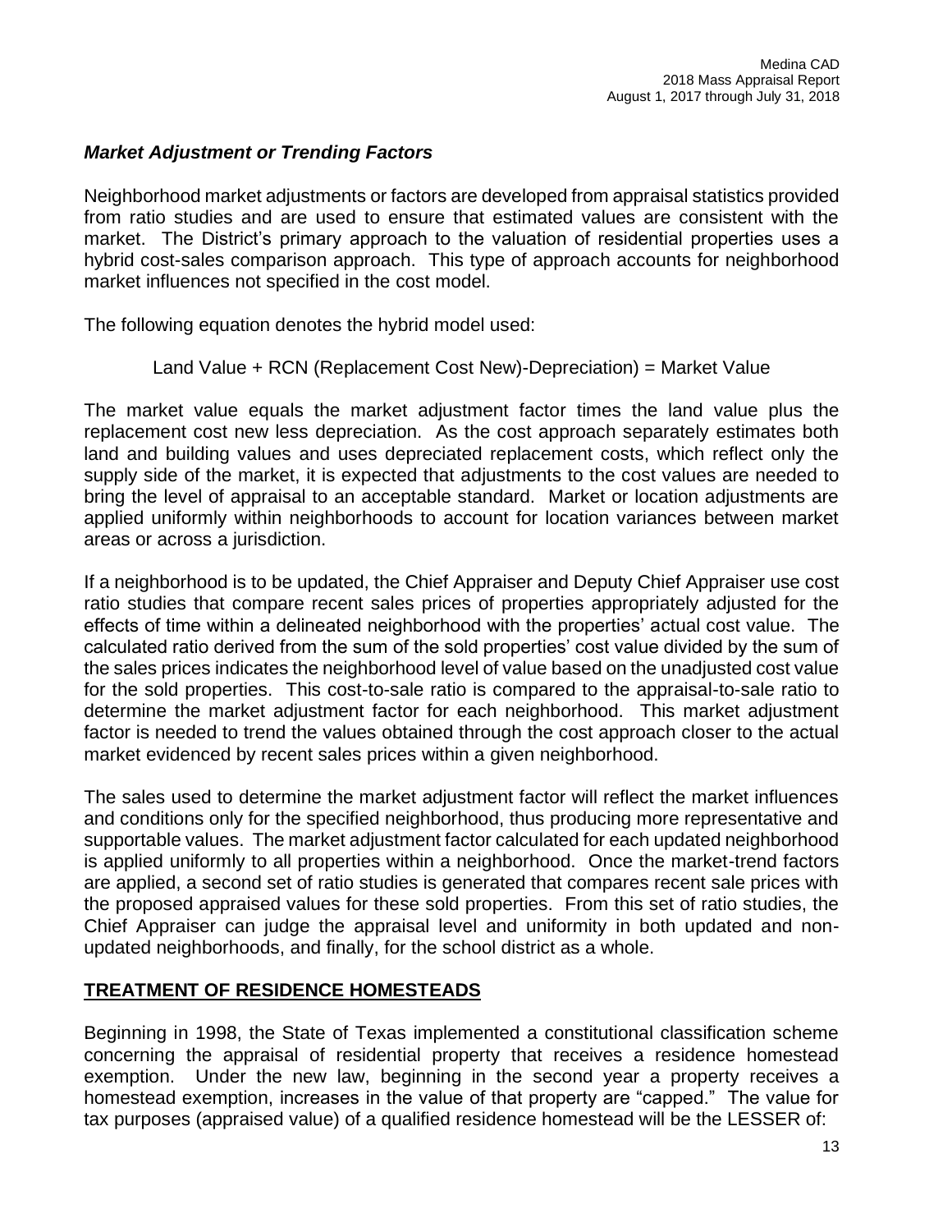### *Market Adjustment or Trending Factors*

Neighborhood market adjustments or factors are developed from appraisal statistics provided from ratio studies and are used to ensure that estimated values are consistent with the market. The District's primary approach to the valuation of residential properties uses a hybrid cost-sales comparison approach. This type of approach accounts for neighborhood market influences not specified in the cost model.

The following equation denotes the hybrid model used:

Land Value + RCN (Replacement Cost New)-Depreciation) = Market Value

The market value equals the market adjustment factor times the land value plus the replacement cost new less depreciation. As the cost approach separately estimates both land and building values and uses depreciated replacement costs, which reflect only the supply side of the market, it is expected that adjustments to the cost values are needed to bring the level of appraisal to an acceptable standard. Market or location adjustments are applied uniformly within neighborhoods to account for location variances between market areas or across a jurisdiction.

If a neighborhood is to be updated, the Chief Appraiser and Deputy Chief Appraiser use cost ratio studies that compare recent sales prices of properties appropriately adjusted for the effects of time within a delineated neighborhood with the properties' actual cost value. The calculated ratio derived from the sum of the sold properties' cost value divided by the sum of the sales prices indicates the neighborhood level of value based on the unadjusted cost value for the sold properties. This cost-to-sale ratio is compared to the appraisal-to-sale ratio to determine the market adjustment factor for each neighborhood. This market adjustment factor is needed to trend the values obtained through the cost approach closer to the actual market evidenced by recent sales prices within a given neighborhood.

The sales used to determine the market adjustment factor will reflect the market influences and conditions only for the specified neighborhood, thus producing more representative and supportable values. The market adjustment factor calculated for each updated neighborhood is applied uniformly to all properties within a neighborhood. Once the market-trend factors are applied, a second set of ratio studies is generated that compares recent sale prices with the proposed appraised values for these sold properties. From this set of ratio studies, the Chief Appraiser can judge the appraisal level and uniformity in both updated and non-updated neighborhoods, and finally, for the school district as a whole.

## TREATMENT OF RESIDENCE HOMESTEADS

Beginning in 1998, the State of Texas implemented a constitutional classification scheme concerning the appraisal of residential property that receives a residence homestead exemption. Under the new law, beginning in the second year a property receives a homestead exemption, increases in the value of that property are "capped." The value for tax purposes (appraised value) of a qualified residence homestead will be the LESSER of: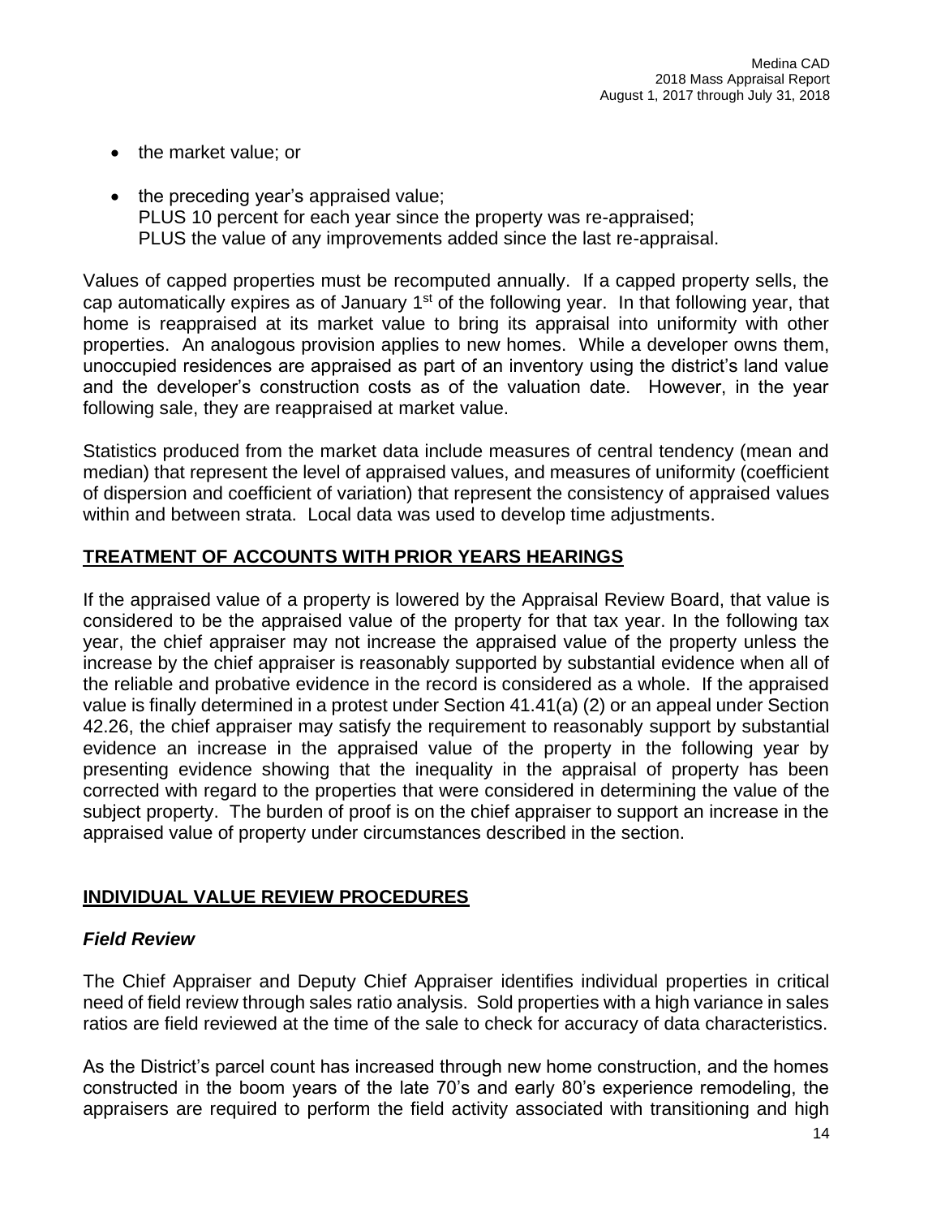- the market value; or
- the preceding year's appraised value;
  PLUS 10 percent for each year since the property was re-appraised;
  PLUS the value of any improvements added since the last re-appraisal.

Values of capped properties must be recomputed annually. If a capped property sells, the cap automatically expires as of January 1st of the following year. In that following year, that home is reappraised at its market value to bring its appraisal into uniformity with other properties. An analogous provision applies to new homes. While a developer owns them, unoccupied residences are appraised as part of an inventory using the district's land value and the developer's construction costs as of the valuation date. However, in the year following sale, they are reappraised at market value.

Statistics produced from the market data include measures of central tendency (mean and median) that represent the level of appraised values, and measures of uniformity (coefficient of dispersion and coefficient of variation) that represent the consistency of appraised values within and between strata. Local data was used to develop time adjustments.

## TREATMENT OF ACCOUNTS WITH PRIOR YEARS HEARINGS

If the appraised value of a property is lowered by the Appraisal Review Board, that value is considered to be the appraised value of the property for that tax year. In the following tax year, the chief appraiser may not increase the appraised value of the property unless the increase by the chief appraiser is reasonably supported by substantial evidence when all of the reliable and probative evidence in the record is considered as a whole. If the appraised value is finally determined in a protest under Section 41.41(a) (2) or an appeal under Section 42.26, the chief appraiser may satisfy the requirement to reasonably support by substantial evidence an increase in the appraised value of the property in the following year by presenting evidence showing that the inequality in the appraisal of property has been corrected with regard to the properties that were considered in determining the value of the subject property. The burden of proof is on the chief appraiser to support an increase in the appraised value of property under circumstances described in the section.

## INDIVIDUAL VALUE REVIEW PROCEDURES

### *Field Review*

The Chief Appraiser and Deputy Chief Appraiser identifies individual properties in critical need of field review through sales ratio analysis. Sold properties with a high variance in sales ratios are field reviewed at the time of the sale to check for accuracy of data characteristics.

As the District's parcel count has increased through new home construction, and the homes constructed in the boom years of the late 70's and early 80's experience remodeling, the appraisers are required to perform the field activity associated with transitioning and high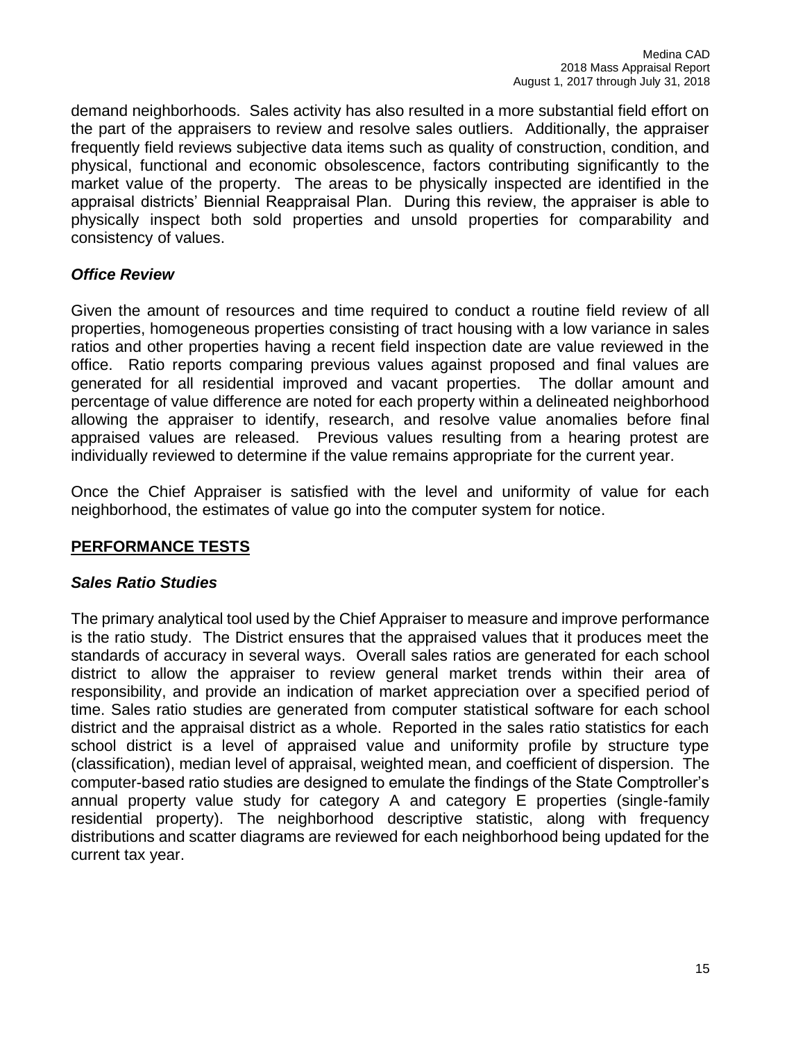demand neighborhoods. Sales activity has also resulted in a more substantial field effort on the part of the appraisers to review and resolve sales outliers. Additionally, the appraiser frequently field reviews subjective data items such as quality of construction, condition, and physical, functional and economic obsolescence, factors contributing significantly to the market value of the property. The areas to be physically inspected are identified in the appraisal districts' Biennial Reappraisal Plan. During this review, the appraiser is able to physically inspect both sold properties and unsold properties for comparability and consistency of values.

### *Office Review*

Given the amount of resources and time required to conduct a routine field review of all properties, homogeneous properties consisting of tract housing with a low variance in sales ratios and other properties having a recent field inspection date are value reviewed in the office. Ratio reports comparing previous values against proposed and final values are generated for all residential improved and vacant properties. The dollar amount and percentage of value difference are noted for each property within a delineated neighborhood allowing the appraiser to identify, research, and resolve value anomalies before final appraised values are released. Previous values resulting from a hearing protest are individually reviewed to determine if the value remains appropriate for the current year.

Once the Chief Appraiser is satisfied with the level and uniformity of value for each neighborhood, the estimates of value go into the computer system for notice.

## **PERFORMANCE TESTS**

### *Sales Ratio Studies*

The primary analytical tool used by the Chief Appraiser to measure and improve performance is the ratio study. The District ensures that the appraised values that it produces meet the standards of accuracy in several ways. Overall sales ratios are generated for each school district to allow the appraiser to review general market trends within their area of responsibility, and provide an indication of market appreciation over a specified period of time. Sales ratio studies are generated from computer statistical software for each school district and the appraisal district as a whole. Reported in the sales ratio statistics for each school district is a level of appraised value and uniformity profile by structure type (classification), median level of appraisal, weighted mean, and coefficient of dispersion. The computer-based ratio studies are designed to emulate the findings of the State Comptroller's annual property value study for category A and category E properties (single-family residential property). The neighborhood descriptive statistic, along with frequency distributions and scatter diagrams are reviewed for each neighborhood being updated for the current tax year.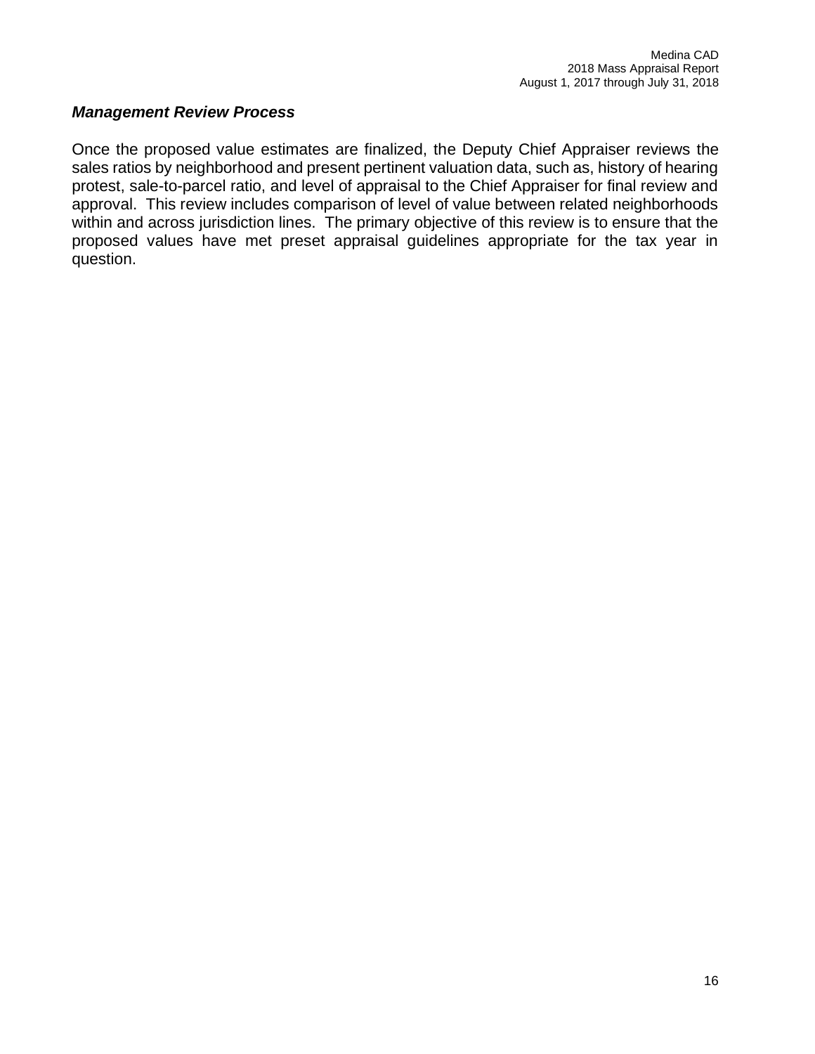### ***Management Review Process***

Once the proposed value estimates are finalized, the Deputy Chief Appraiser reviews the sales ratios by neighborhood and present pertinent valuation data, such as, history of hearing protest, sale-to-parcel ratio, and level of appraisal to the Chief Appraiser for final review and approval. This review includes comparison of level of value between related neighborhoods within and across jurisdiction lines. The primary objective of this review is to ensure that the proposed values have met preset appraisal guidelines appropriate for the tax year in question.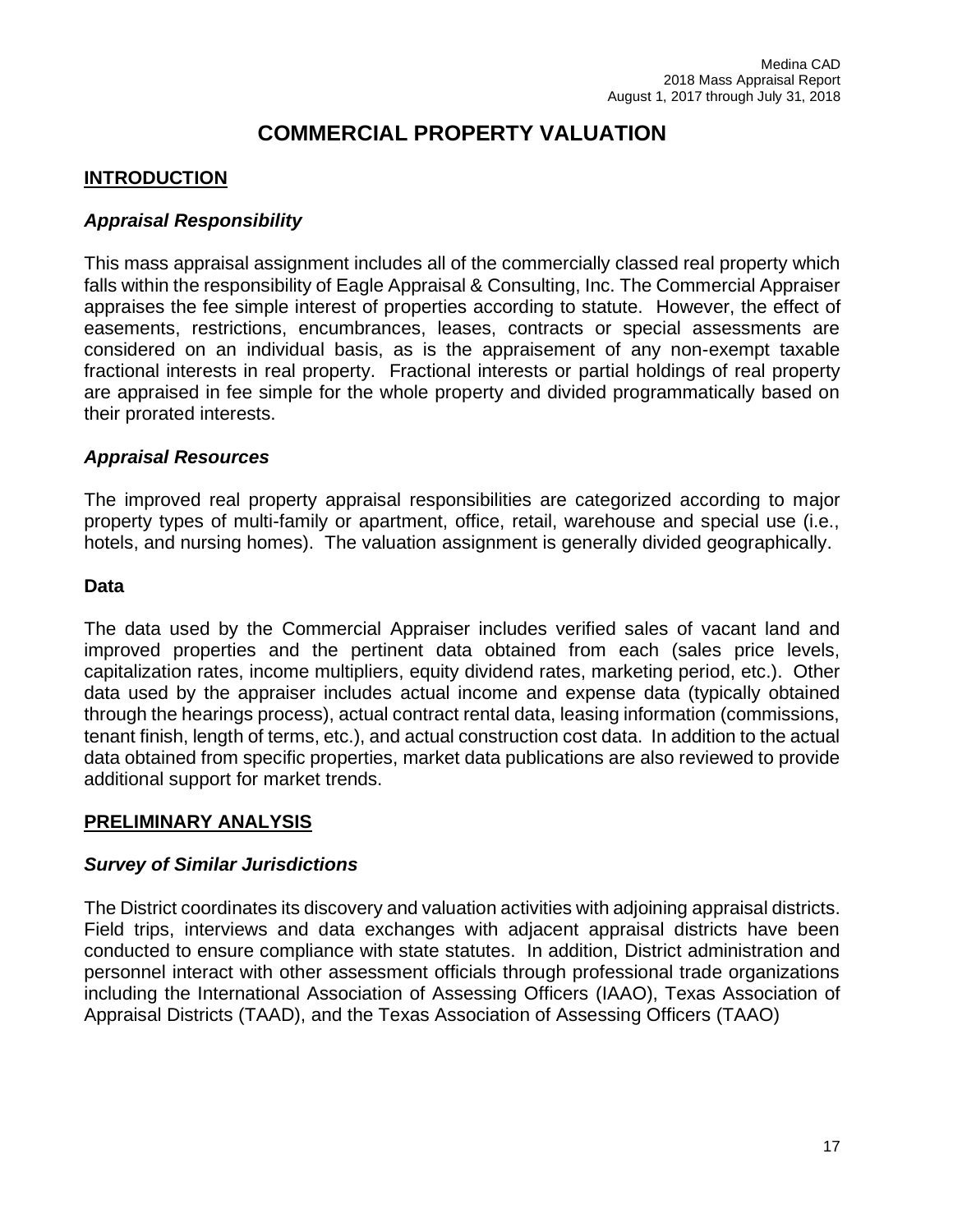# COMMERCIAL PROPERTY VALUATION

## INTRODUCTION

### *Appraisal Responsibility*

This mass appraisal assignment includes all of the commercially classed real property which falls within the responsibility of Eagle Appraisal & Consulting, Inc. The Commercial Appraiser appraises the fee simple interest of properties according to statute. However, the effect of easements, restrictions, encumbrances, leases, contracts or special assessments are considered on an individual basis, as is the appraisement of any non-exempt taxable fractional interests in real property. Fractional interests or partial holdings of real property are appraised in fee simple for the whole property and divided programmatically based on their prorated interests.

### *Appraisal Resources*

The improved real property appraisal responsibilities are categorized according to major property types of multi-family or apartment, office, retail, warehouse and special use (i.e., hotels, and nursing homes). The valuation assignment is generally divided geographically.

### Data

The data used by the Commercial Appraiser includes verified sales of vacant land and improved properties and the pertinent data obtained from each (sales price levels, capitalization rates, income multipliers, equity dividend rates, marketing period, etc.). Other data used by the appraiser includes actual income and expense data (typically obtained through the hearings process), actual contract rental data, leasing information (commissions, tenant finish, length of terms, etc.), and actual construction cost data. In addition to the actual data obtained from specific properties, market data publications are also reviewed to provide additional support for market trends.

## PRELIMINARY ANALYSIS

### *Survey of Similar Jurisdictions*

The District coordinates its discovery and valuation activities with adjoining appraisal districts. Field trips, interviews and data exchanges with adjacent appraisal districts have been conducted to ensure compliance with state statutes. In addition, District administration and personnel interact with other assessment officials through professional trade organizations including the International Association of Assessing Officers (IAAO), Texas Association of Appraisal Districts (TAAD), and the Texas Association of Assessing Officers (TAAO)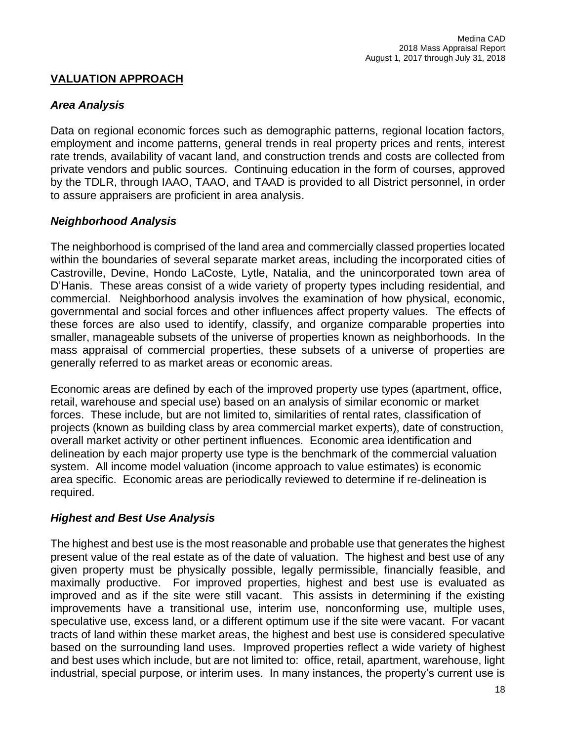## VALUATION APPROACH

### *Area Analysis*

Data on regional economic forces such as demographic patterns, regional location factors, employment and income patterns, general trends in real property prices and rents, interest rate trends, availability of vacant land, and construction trends and costs are collected from private vendors and public sources. Continuing education in the form of courses, approved by the TDLR, through IAAO, TAAO, and TAAD is provided to all District personnel, in order to assure appraisers are proficient in area analysis.

### *Neighborhood Analysis*

The neighborhood is comprised of the land area and commercially classed properties located within the boundaries of several separate market areas, including the incorporated cities of Castroville, Devine, Hondo LaCoste, Lytle, Natalia, and the unincorporated town area of D'Hanis. These areas consist of a wide variety of property types including residential, and commercial. Neighborhood analysis involves the examination of how physical, economic, governmental and social forces and other influences affect property values. The effects of these forces are also used to identify, classify, and organize comparable properties into smaller, manageable subsets of the universe of properties known as neighborhoods. In the mass appraisal of commercial properties, these subsets of a universe of properties are generally referred to as market areas or economic areas.

Economic areas are defined by each of the improved property use types (apartment, office, retail, warehouse and special use) based on an analysis of similar economic or market forces. These include, but are not limited to, similarities of rental rates, classification of projects (known as building class by area commercial market experts), date of construction, overall market activity or other pertinent influences. Economic area identification and delineation by each major property use type is the benchmark of the commercial valuation system. All income model valuation (income approach to value estimates) is economic area specific. Economic areas are periodically reviewed to determine if re-delineation is required.

### *Highest and Best Use Analysis*

The highest and best use is the most reasonable and probable use that generates the highest present value of the real estate as of the date of valuation. The highest and best use of any given property must be physically possible, legally permissible, financially feasible, and maximally productive. For improved properties, highest and best use is evaluated as improved and as if the site were still vacant. This assists in determining if the existing improvements have a transitional use, interim use, nonconforming use, multiple uses, speculative use, excess land, or a different optimum use if the site were vacant. For vacant tracts of land within these market areas, the highest and best use is considered speculative based on the surrounding land uses. Improved properties reflect a wide variety of highest and best uses which include, but are not limited to: office, retail, apartment, warehouse, light industrial, special purpose, or interim uses. In many instances, the property's current use is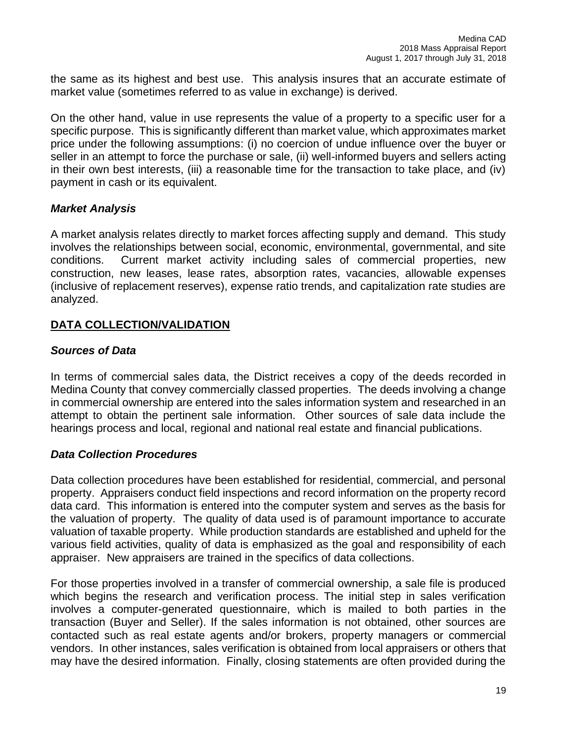the same as its highest and best use. This analysis insures that an accurate estimate of market value (sometimes referred to as value in exchange) is derived.

On the other hand, value in use represents the value of a property to a specific user for a specific purpose. This is significantly different than market value, which approximates market price under the following assumptions: (i) no coercion of undue influence over the buyer or seller in an attempt to force the purchase or sale, (ii) well-informed buyers and sellers acting in their own best interests, (iii) a reasonable time for the transaction to take place, and (iv) payment in cash or its equivalent.

### *Market Analysis*

A market analysis relates directly to market forces affecting supply and demand. This study involves the relationships between social, economic, environmental, governmental, and site conditions. Current market activity including sales of commercial properties, new construction, new leases, lease rates, absorption rates, vacancies, allowable expenses (inclusive of replacement reserves), expense ratio trends, and capitalization rate studies are analyzed.

## DATA COLLECTION/VALIDATION

### *Sources of Data*

In terms of commercial sales data, the District receives a copy of the deeds recorded in Medina County that convey commercially classed properties. The deeds involving a change in commercial ownership are entered into the sales information system and researched in an attempt to obtain the pertinent sale information. Other sources of sale data include the hearings process and local, regional and national real estate and financial publications.

### *Data Collection Procedures*

Data collection procedures have been established for residential, commercial, and personal property. Appraisers conduct field inspections and record information on the property record data card. This information is entered into the computer system and serves as the basis for the valuation of property. The quality of data used is of paramount importance to accurate valuation of taxable property. While production standards are established and upheld for the various field activities, quality of data is emphasized as the goal and responsibility of each appraiser. New appraisers are trained in the specifics of data collections.

For those properties involved in a transfer of commercial ownership, a sale file is produced which begins the research and verification process. The initial step in sales verification involves a computer-generated questionnaire, which is mailed to both parties in the transaction (Buyer and Seller). If the sales information is not obtained, other sources are contacted such as real estate agents and/or brokers, property managers or commercial vendors. In other instances, sales verification is obtained from local appraisers or others that may have the desired information. Finally, closing statements are often provided during the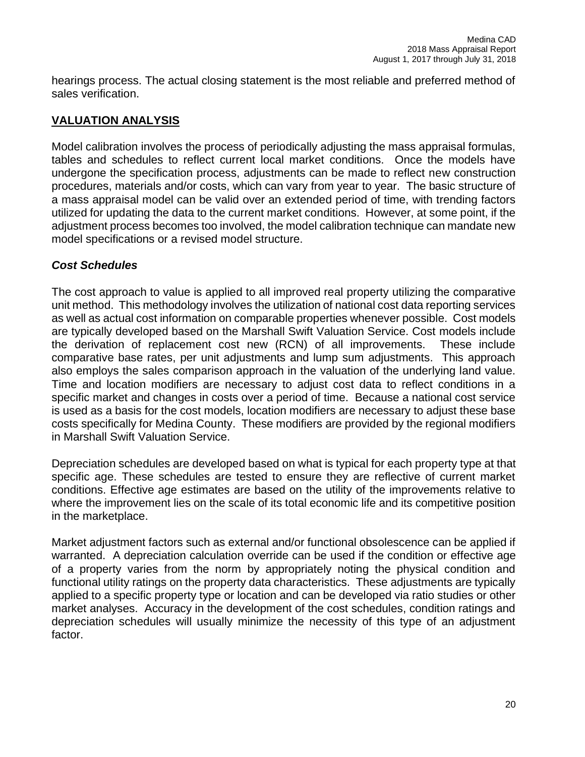hearings process. The actual closing statement is the most reliable and preferred method of sales verification.

## VALUATION ANALYSIS

Model calibration involves the process of periodically adjusting the mass appraisal formulas, tables and schedules to reflect current local market conditions. Once the models have undergone the specification process, adjustments can be made to reflect new construction procedures, materials and/or costs, which can vary from year to year. The basic structure of a mass appraisal model can be valid over an extended period of time, with trending factors utilized for updating the data to the current market conditions. However, at some point, if the adjustment process becomes too involved, the model calibration technique can mandate new model specifications or a revised model structure.

### *Cost Schedules*

The cost approach to value is applied to all improved real property utilizing the comparative unit method. This methodology involves the utilization of national cost data reporting services as well as actual cost information on comparable properties whenever possible. Cost models are typically developed based on the Marshall Swift Valuation Service. Cost models include the derivation of replacement cost new (RCN) of all improvements. These include comparative base rates, per unit adjustments and lump sum adjustments. This approach also employs the sales comparison approach in the valuation of the underlying land value. Time and location modifiers are necessary to adjust cost data to reflect conditions in a specific market and changes in costs over a period of time. Because a national cost service is used as a basis for the cost models, location modifiers are necessary to adjust these base costs specifically for Medina County. These modifiers are provided by the regional modifiers in Marshall Swift Valuation Service.

Depreciation schedules are developed based on what is typical for each property type at that specific age. These schedules are tested to ensure they are reflective of current market conditions. Effective age estimates are based on the utility of the improvements relative to where the improvement lies on the scale of its total economic life and its competitive position in the marketplace.

Market adjustment factors such as external and/or functional obsolescence can be applied if warranted. A depreciation calculation override can be used if the condition or effective age of a property varies from the norm by appropriately noting the physical condition and functional utility ratings on the property data characteristics. These adjustments are typically applied to a specific property type or location and can be developed via ratio studies or other market analyses. Accuracy in the development of the cost schedules, condition ratings and depreciation schedules will usually minimize the necessity of this type of an adjustment factor.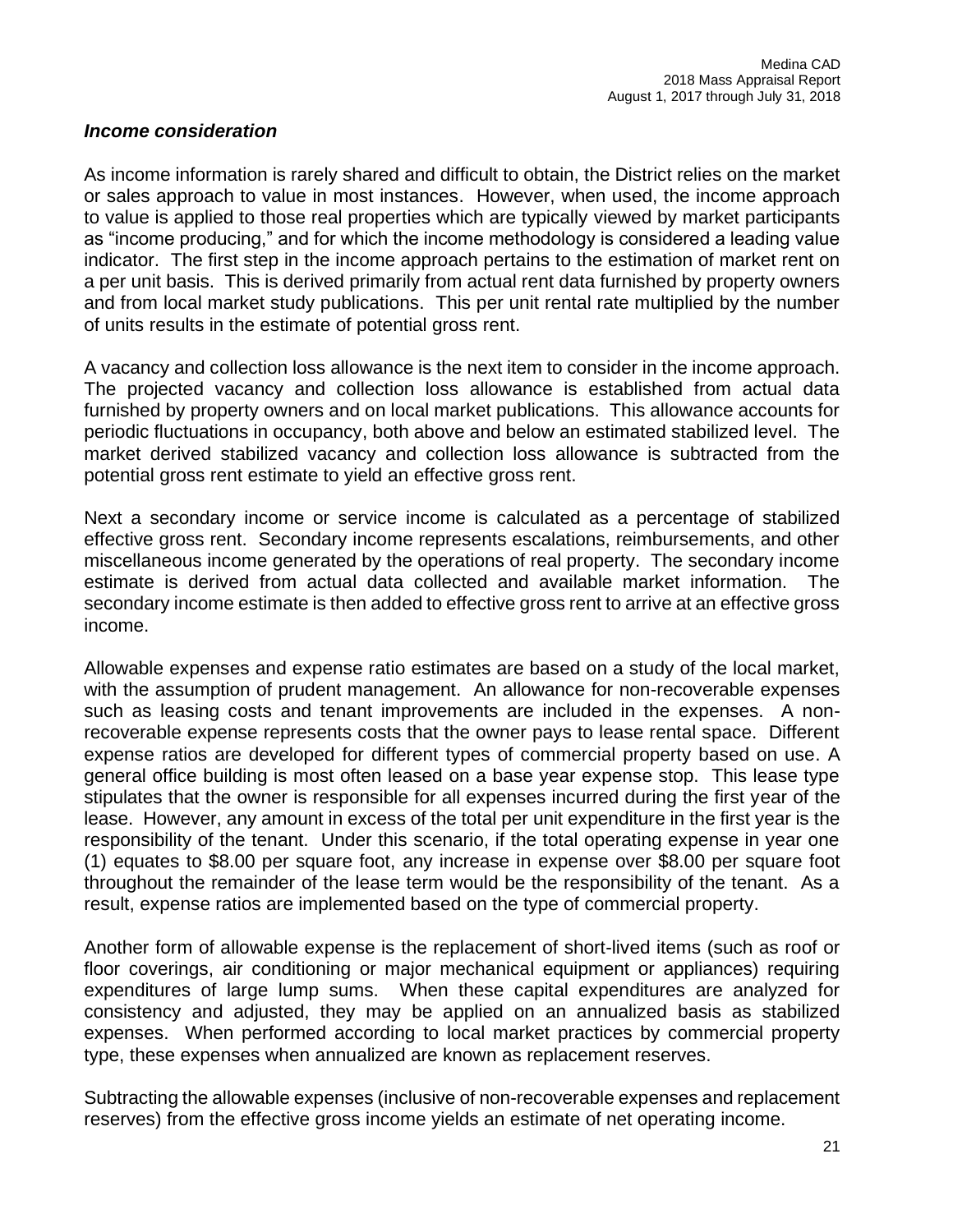***Income consideration***

As income information is rarely shared and difficult to obtain, the District relies on the market or sales approach to value in most instances. However, when used, the income approach to value is applied to those real properties which are typically viewed by market participants as "income producing," and for which the income methodology is considered a leading value indicator. The first step in the income approach pertains to the estimation of market rent on a per unit basis. This is derived primarily from actual rent data furnished by property owners and from local market study publications. This per unit rental rate multiplied by the number of units results in the estimate of potential gross rent.

A vacancy and collection loss allowance is the next item to consider in the income approach. The projected vacancy and collection loss allowance is established from actual data furnished by property owners and on local market publications. This allowance accounts for periodic fluctuations in occupancy, both above and below an estimated stabilized level. The market derived stabilized vacancy and collection loss allowance is subtracted from the potential gross rent estimate to yield an effective gross rent.

Next a secondary income or service income is calculated as a percentage of stabilized effective gross rent. Secondary income represents escalations, reimbursements, and other miscellaneous income generated by the operations of real property. The secondary income estimate is derived from actual data collected and available market information. The secondary income estimate is then added to effective gross rent to arrive at an effective gross income.

Allowable expenses and expense ratio estimates are based on a study of the local market, with the assumption of prudent management. An allowance for non-recoverable expenses such as leasing costs and tenant improvements are included in the expenses. A non-recoverable expense represents costs that the owner pays to lease rental space. Different expense ratios are developed for different types of commercial property based on use. A general office building is most often leased on a base year expense stop. This lease type stipulates that the owner is responsible for all expenses incurred during the first year of the lease. However, any amount in excess of the total per unit expenditure in the first year is the responsibility of the tenant. Under this scenario, if the total operating expense in year one (1) equates to $8.00 per square foot, any increase in expense over $8.00 per square foot throughout the remainder of the lease term would be the responsibility of the tenant. As a result, expense ratios are implemented based on the type of commercial property.

Another form of allowable expense is the replacement of short-lived items (such as roof or floor coverings, air conditioning or major mechanical equipment or appliances) requiring expenditures of large lump sums. When these capital expenditures are analyzed for consistency and adjusted, they may be applied on an annualized basis as stabilized expenses. When performed according to local market practices by commercial property type, these expenses when annualized are known as replacement reserves.

Subtracting the allowable expenses (inclusive of non-recoverable expenses and replacement reserves) from the effective gross income yields an estimate of net operating income.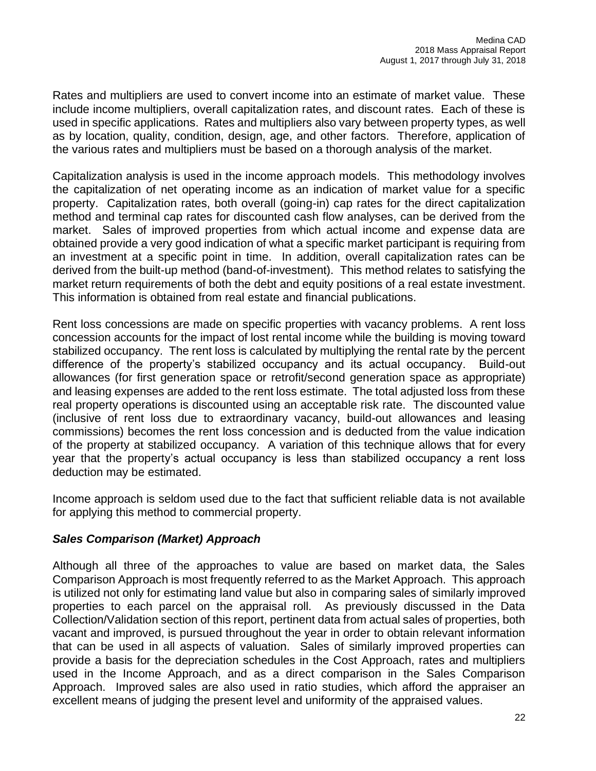Rates and multipliers are used to convert income into an estimate of market value. These include income multipliers, overall capitalization rates, and discount rates. Each of these is used in specific applications. Rates and multipliers also vary between property types, as well as by location, quality, condition, design, age, and other factors. Therefore, application of the various rates and multipliers must be based on a thorough analysis of the market.

Capitalization analysis is used in the income approach models. This methodology involves the capitalization of net operating income as an indication of market value for a specific property. Capitalization rates, both overall (going-in) cap rates for the direct capitalization method and terminal cap rates for discounted cash flow analyses, can be derived from the market. Sales of improved properties from which actual income and expense data are obtained provide a very good indication of what a specific market participant is requiring from an investment at a specific point in time. In addition, overall capitalization rates can be derived from the built-up method (band-of-investment). This method relates to satisfying the market return requirements of both the debt and equity positions of a real estate investment. This information is obtained from real estate and financial publications.

Rent loss concessions are made on specific properties with vacancy problems. A rent loss concession accounts for the impact of lost rental income while the building is moving toward stabilized occupancy. The rent loss is calculated by multiplying the rental rate by the percent difference of the property's stabilized occupancy and its actual occupancy. Build-out allowances (for first generation space or retrofit/second generation space as appropriate) and leasing expenses are added to the rent loss estimate. The total adjusted loss from these real property operations is discounted using an acceptable risk rate. The discounted value (inclusive of rent loss due to extraordinary vacancy, build-out allowances and leasing commissions) becomes the rent loss concession and is deducted from the value indication of the property at stabilized occupancy. A variation of this technique allows that for every year that the property's actual occupancy is less than stabilized occupancy a rent loss deduction may be estimated.

Income approach is seldom used due to the fact that sufficient reliable data is not available for applying this method to commercial property.

### ***Sales Comparison (Market) Approach***

Although all three of the approaches to value are based on market data, the Sales Comparison Approach is most frequently referred to as the Market Approach. This approach is utilized not only for estimating land value but also in comparing sales of similarly improved properties to each parcel on the appraisal roll. As previously discussed in the Data Collection/Validation section of this report, pertinent data from actual sales of properties, both vacant and improved, is pursued throughout the year in order to obtain relevant information that can be used in all aspects of valuation. Sales of similarly improved properties can provide a basis for the depreciation schedules in the Cost Approach, rates and multipliers used in the Income Approach, and as a direct comparison in the Sales Comparison Approach. Improved sales are also used in ratio studies, which afford the appraiser an excellent means of judging the present level and uniformity of the appraised values.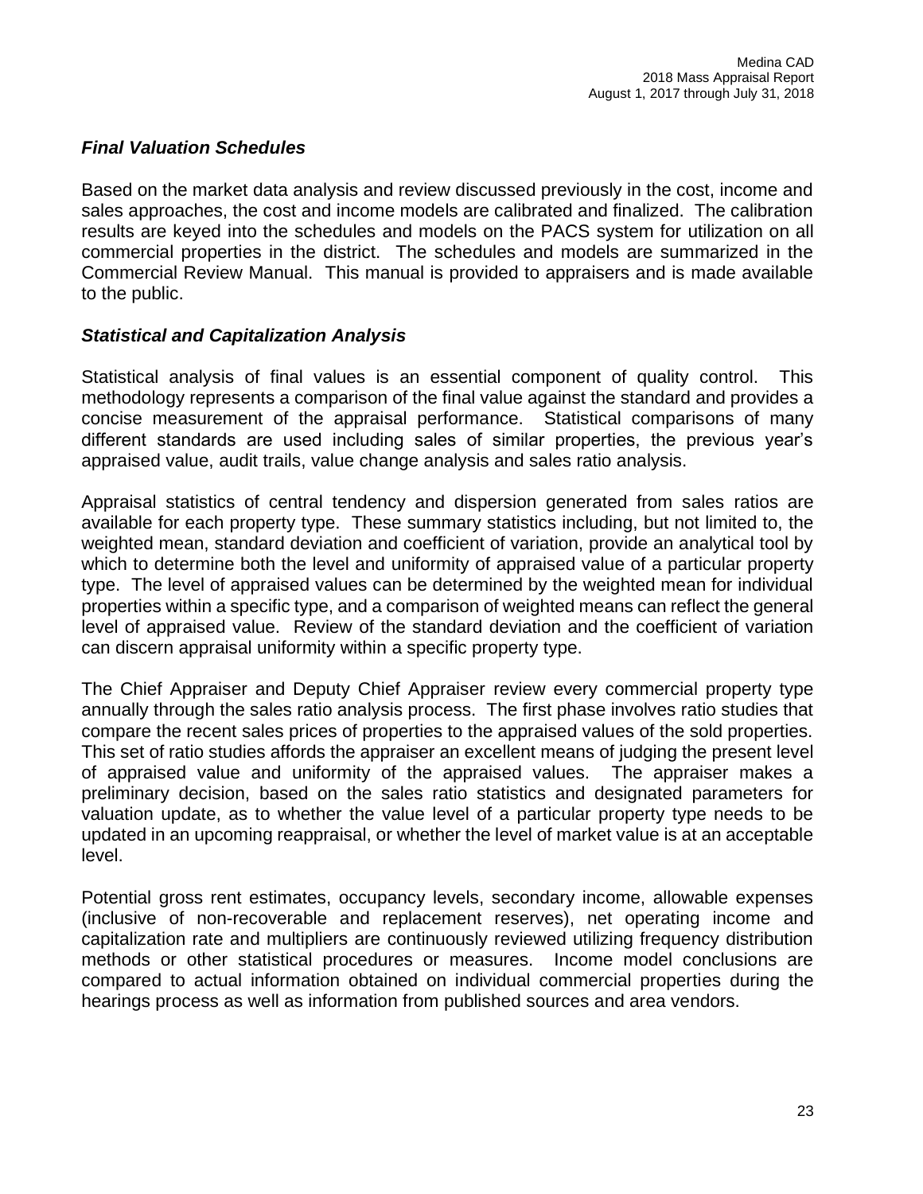### *Final Valuation Schedules*

Based on the market data analysis and review discussed previously in the cost, income and sales approaches, the cost and income models are calibrated and finalized. The calibration results are keyed into the schedules and models on the PACS system for utilization on all commercial properties in the district. The schedules and models are summarized in the Commercial Review Manual. This manual is provided to appraisers and is made available to the public.

### *Statistical and Capitalization Analysis*

Statistical analysis of final values is an essential component of quality control. This methodology represents a comparison of the final value against the standard and provides a concise measurement of the appraisal performance. Statistical comparisons of many different standards are used including sales of similar properties, the previous year's appraised value, audit trails, value change analysis and sales ratio analysis.

Appraisal statistics of central tendency and dispersion generated from sales ratios are available for each property type. These summary statistics including, but not limited to, the weighted mean, standard deviation and coefficient of variation, provide an analytical tool by which to determine both the level and uniformity of appraised value of a particular property type. The level of appraised values can be determined by the weighted mean for individual properties within a specific type, and a comparison of weighted means can reflect the general level of appraised value. Review of the standard deviation and the coefficient of variation can discern appraisal uniformity within a specific property type.

The Chief Appraiser and Deputy Chief Appraiser review every commercial property type annually through the sales ratio analysis process. The first phase involves ratio studies that compare the recent sales prices of properties to the appraised values of the sold properties. This set of ratio studies affords the appraiser an excellent means of judging the present level of appraised value and uniformity of the appraised values. The appraiser makes a preliminary decision, based on the sales ratio statistics and designated parameters for valuation update, as to whether the value level of a particular property type needs to be updated in an upcoming reappraisal, or whether the level of market value is at an acceptable level.

Potential gross rent estimates, occupancy levels, secondary income, allowable expenses (inclusive of non-recoverable and replacement reserves), net operating income and capitalization rate and multipliers are continuously reviewed utilizing frequency distribution methods or other statistical procedures or measures. Income model conclusions are compared to actual information obtained on individual commercial properties during the hearings process as well as information from published sources and area vendors.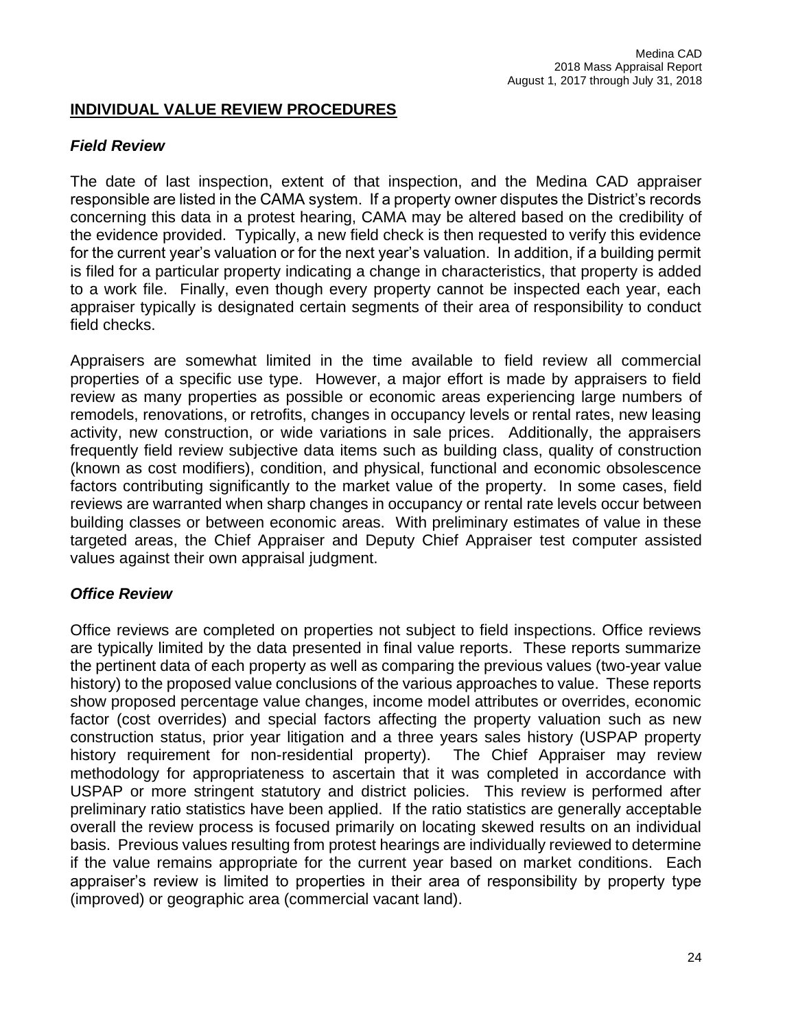## INDIVIDUAL VALUE REVIEW PROCEDURES

### *Field Review*

The date of last inspection, extent of that inspection, and the Medina CAD appraiser responsible are listed in the CAMA system. If a property owner disputes the District's records concerning this data in a protest hearing, CAMA may be altered based on the credibility of the evidence provided. Typically, a new field check is then requested to verify this evidence for the current year's valuation or for the next year's valuation. In addition, if a building permit is filed for a particular property indicating a change in characteristics, that property is added to a work file. Finally, even though every property cannot be inspected each year, each appraiser typically is designated certain segments of their area of responsibility to conduct field checks.

Appraisers are somewhat limited in the time available to field review all commercial properties of a specific use type. However, a major effort is made by appraisers to field review as many properties as possible or economic areas experiencing large numbers of remodels, renovations, or retrofits, changes in occupancy levels or rental rates, new leasing activity, new construction, or wide variations in sale prices. Additionally, the appraisers frequently field review subjective data items such as building class, quality of construction (known as cost modifiers), condition, and physical, functional and economic obsolescence factors contributing significantly to the market value of the property. In some cases, field reviews are warranted when sharp changes in occupancy or rental rate levels occur between building classes or between economic areas. With preliminary estimates of value in these targeted areas, the Chief Appraiser and Deputy Chief Appraiser test computer assisted values against their own appraisal judgment.

### *Office Review*

Office reviews are completed on properties not subject to field inspections. Office reviews are typically limited by the data presented in final value reports. These reports summarize the pertinent data of each property as well as comparing the previous values (two-year value history) to the proposed value conclusions of the various approaches to value. These reports show proposed percentage value changes, income model attributes or overrides, economic factor (cost overrides) and special factors affecting the property valuation such as new construction status, prior year litigation and a three years sales history (USPAP property history requirement for non-residential property). The Chief Appraiser may review methodology for appropriateness to ascertain that it was completed in accordance with USPAP or more stringent statutory and district policies. This review is performed after preliminary ratio statistics have been applied. If the ratio statistics are generally acceptable overall the review process is focused primarily on locating skewed results on an individual basis. Previous values resulting from protest hearings are individually reviewed to determine if the value remains appropriate for the current year based on market conditions. Each appraiser's review is limited to properties in their area of responsibility by property type (improved) or geographic area (commercial vacant land).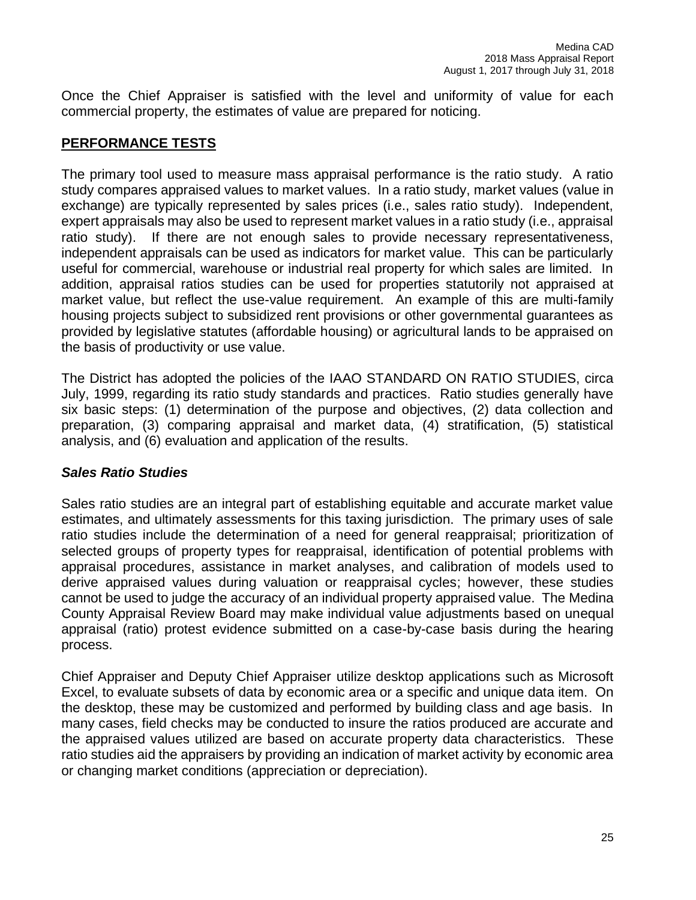Once the Chief Appraiser is satisfied with the level and uniformity of value for each commercial property, the estimates of value are prepared for noticing.

## PERFORMANCE TESTS

The primary tool used to measure mass appraisal performance is the ratio study. A ratio study compares appraised values to market values. In a ratio study, market values (value in exchange) are typically represented by sales prices (i.e., sales ratio study). Independent, expert appraisals may also be used to represent market values in a ratio study (i.e., appraisal ratio study). If there are not enough sales to provide necessary representativeness, independent appraisals can be used as indicators for market value. This can be particularly useful for commercial, warehouse or industrial real property for which sales are limited. In addition, appraisal ratios studies can be used for properties statutorily not appraised at market value, but reflect the use-value requirement. An example of this are multi-family housing projects subject to subsidized rent provisions or other governmental guarantees as provided by legislative statutes (affordable housing) or agricultural lands to be appraised on the basis of productivity or use value.

The District has adopted the policies of the IAAO STANDARD ON RATIO STUDIES, circa July, 1999, regarding its ratio study standards and practices. Ratio studies generally have six basic steps: (1) determination of the purpose and objectives, (2) data collection and preparation, (3) comparing appraisal and market data, (4) stratification, (5) statistical analysis, and (6) evaluation and application of the results.

### *Sales Ratio Studies*

Sales ratio studies are an integral part of establishing equitable and accurate market value estimates, and ultimately assessments for this taxing jurisdiction. The primary uses of sale ratio studies include the determination of a need for general reappraisal; prioritization of selected groups of property types for reappraisal, identification of potential problems with appraisal procedures, assistance in market analyses, and calibration of models used to derive appraised values during valuation or reappraisal cycles; however, these studies cannot be used to judge the accuracy of an individual property appraised value. The Medina County Appraisal Review Board may make individual value adjustments based on unequal appraisal (ratio) protest evidence submitted on a case-by-case basis during the hearing process.

Chief Appraiser and Deputy Chief Appraiser utilize desktop applications such as Microsoft Excel, to evaluate subsets of data by economic area or a specific and unique data item. On the desktop, these may be customized and performed by building class and age basis. In many cases, field checks may be conducted to insure the ratios produced are accurate and the appraised values utilized are based on accurate property data characteristics. These ratio studies aid the appraisers by providing an indication of market activity by economic area or changing market conditions (appreciation or depreciation).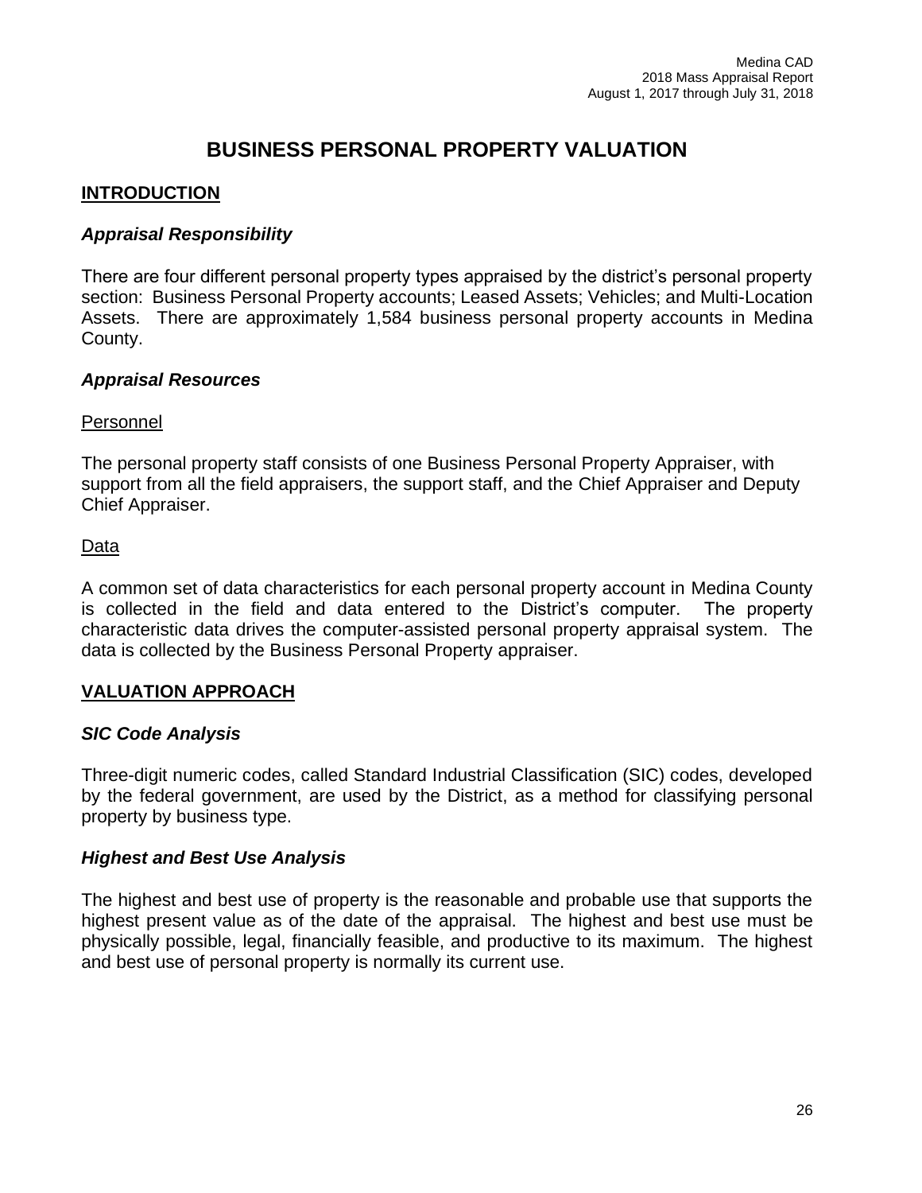# BUSINESS PERSONAL PROPERTY VALUATION

## INTRODUCTION

### *Appraisal Responsibility*

There are four different personal property types appraised by the district's personal property section: Business Personal Property accounts; Leased Assets; Vehicles; and Multi-Location Assets. There are approximately 1,584 business personal property accounts in Medina County.

### *Appraisal Resources*

#### Personnel

The personal property staff consists of one Business Personal Property Appraiser, with support from all the field appraisers, the support staff, and the Chief Appraiser and Deputy Chief Appraiser.

#### Data

A common set of data characteristics for each personal property account in Medina County is collected in the field and data entered to the District's computer. The property characteristic data drives the computer-assisted personal property appraisal system. The data is collected by the Business Personal Property appraiser.

## VALUATION APPROACH

### *SIC Code Analysis*

Three-digit numeric codes, called Standard Industrial Classification (SIC) codes, developed by the federal government, are used by the District, as a method for classifying personal property by business type.

### *Highest and Best Use Analysis*

The highest and best use of property is the reasonable and probable use that supports the highest present value as of the date of the appraisal. The highest and best use must be physically possible, legal, financially feasible, and productive to its maximum. The highest and best use of personal property is normally its current use.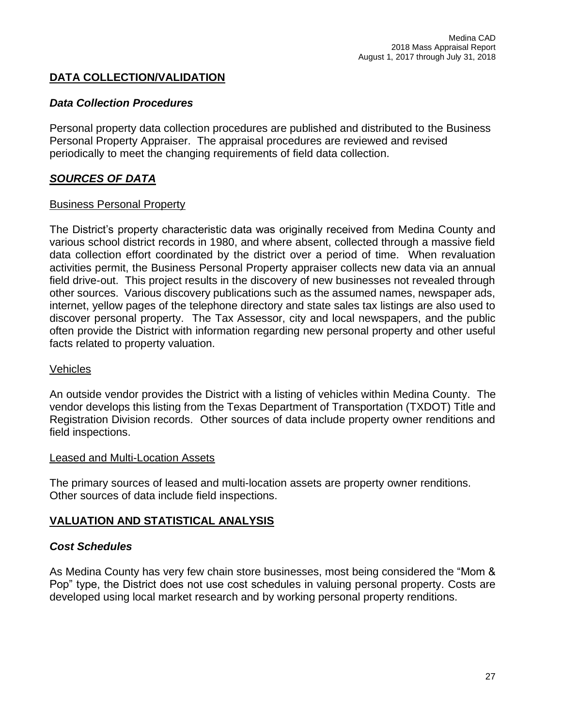## DATA COLLECTION/VALIDATION

### *Data Collection Procedures*

Personal property data collection procedures are published and distributed to the Business Personal Property Appraiser. The appraisal procedures are reviewed and revised periodically to meet the changing requirements of field data collection.

### ***SOURCES OF DATA***

Business Personal Property

The District's property characteristic data was originally received from Medina County and various school district records in 1980, and where absent, collected through a massive field data collection effort coordinated by the district over a period of time. When revaluation activities permit, the Business Personal Property appraiser collects new data via an annual field drive-out. This project results in the discovery of new businesses not revealed through other sources. Various discovery publications such as the assumed names, newspaper ads, internet, yellow pages of the telephone directory and state sales tax listings are also used to discover personal property. The Tax Assessor, city and local newspapers, and the public often provide the District with information regarding new personal property and other useful facts related to property valuation.

Vehicles

An outside vendor provides the District with a listing of vehicles within Medina County. The vendor develops this listing from the Texas Department of Transportation (TXDOT) Title and Registration Division records. Other sources of data include property owner renditions and field inspections.

Leased and Multi-Location Assets

The primary sources of leased and multi-location assets are property owner renditions. Other sources of data include field inspections.

## VALUATION AND STATISTICAL ANALYSIS

### *Cost Schedules*

As Medina County has very few chain store businesses, most being considered the "Mom & Pop" type, the District does not use cost schedules in valuing personal property. Costs are developed using local market research and by working personal property renditions.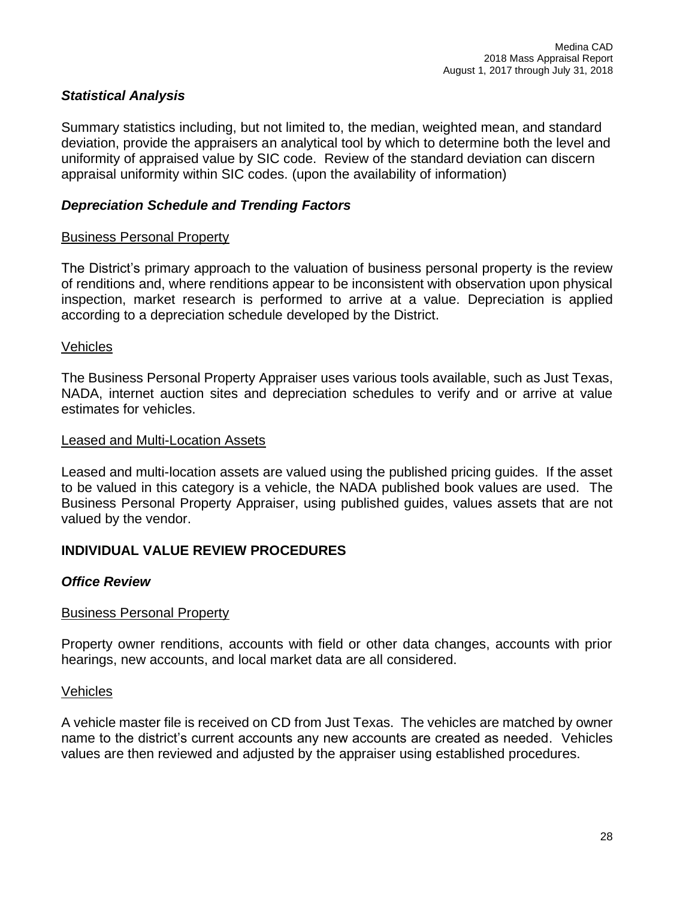### *Statistical Analysis*

Summary statistics including, but not limited to, the median, weighted mean, and standard deviation, provide the appraisers an analytical tool by which to determine both the level and uniformity of appraised value by SIC code. Review of the standard deviation can discern appraisal uniformity within SIC codes. (upon the availability of information)

### *Depreciation Schedule and Trending Factors*

Business Personal Property

The District's primary approach to the valuation of business personal property is the review of renditions and, where renditions appear to be inconsistent with observation upon physical inspection, market research is performed to arrive at a value. Depreciation is applied according to a depreciation schedule developed by the District.

Vehicles

The Business Personal Property Appraiser uses various tools available, such as Just Texas, NADA, internet auction sites and depreciation schedules to verify and or arrive at value estimates for vehicles.

Leased and Multi-Location Assets

Leased and multi-location assets are valued using the published pricing guides. If the asset to be valued in this category is a vehicle, the NADA published book values are used. The Business Personal Property Appraiser, using published guides, values assets that are not valued by the vendor.

## INDIVIDUAL VALUE REVIEW PROCEDURES

### *Office Review*

Business Personal Property

Property owner renditions, accounts with field or other data changes, accounts with prior hearings, new accounts, and local market data are all considered.

Vehicles

A vehicle master file is received on CD from Just Texas. The vehicles are matched by owner name to the district's current accounts any new accounts are created as needed. Vehicles values are then reviewed and adjusted by the appraiser using established procedures.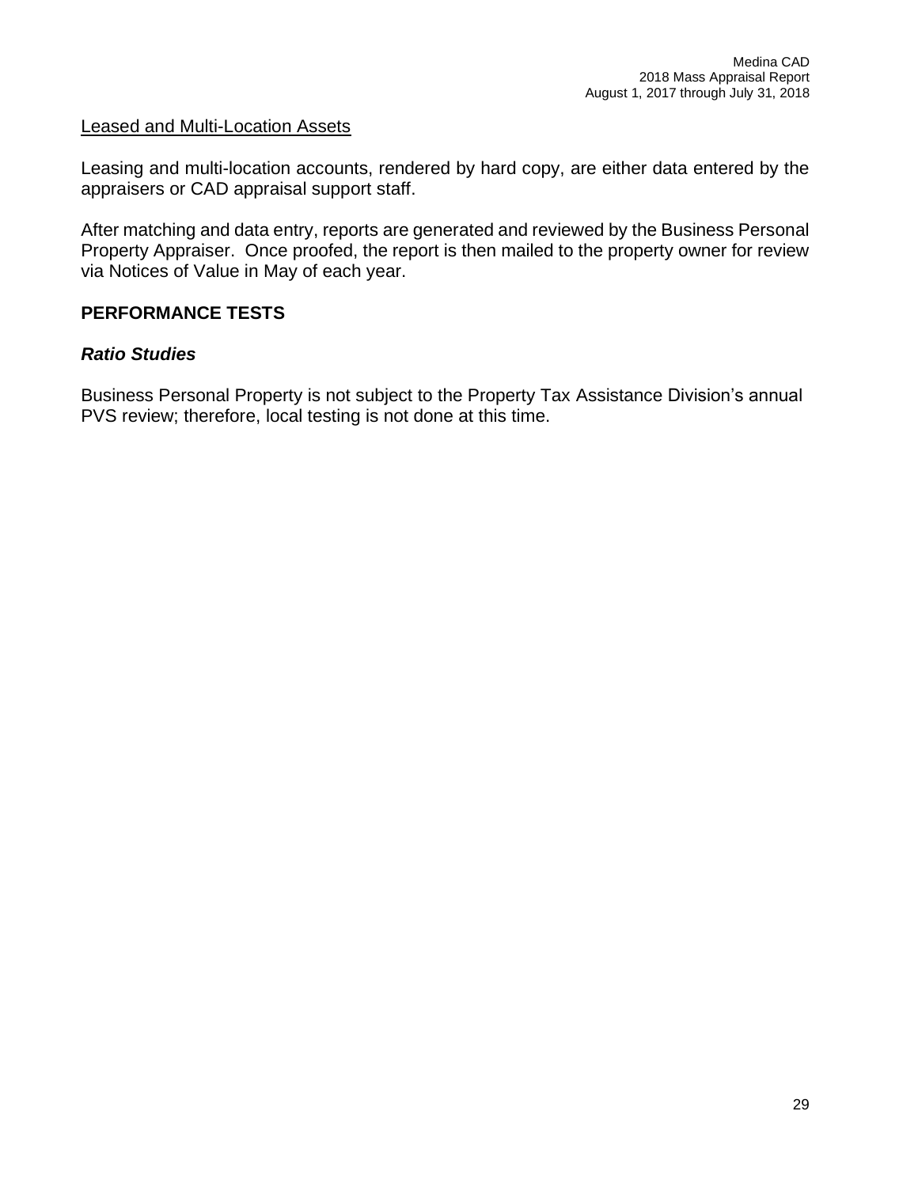Leased and Multi-Location Assets

Leasing and multi-location accounts, rendered by hard copy, are either data entered by the appraisers or CAD appraisal support staff.

After matching and data entry, reports are generated and reviewed by the Business Personal Property Appraiser. Once proofed, the report is then mailed to the property owner for review via Notices of Value in May of each year.

## PERFORMANCE TESTS

### *Ratio Studies*

Business Personal Property is not subject to the Property Tax Assistance Division's annual PVS review; therefore, local testing is not done at this time.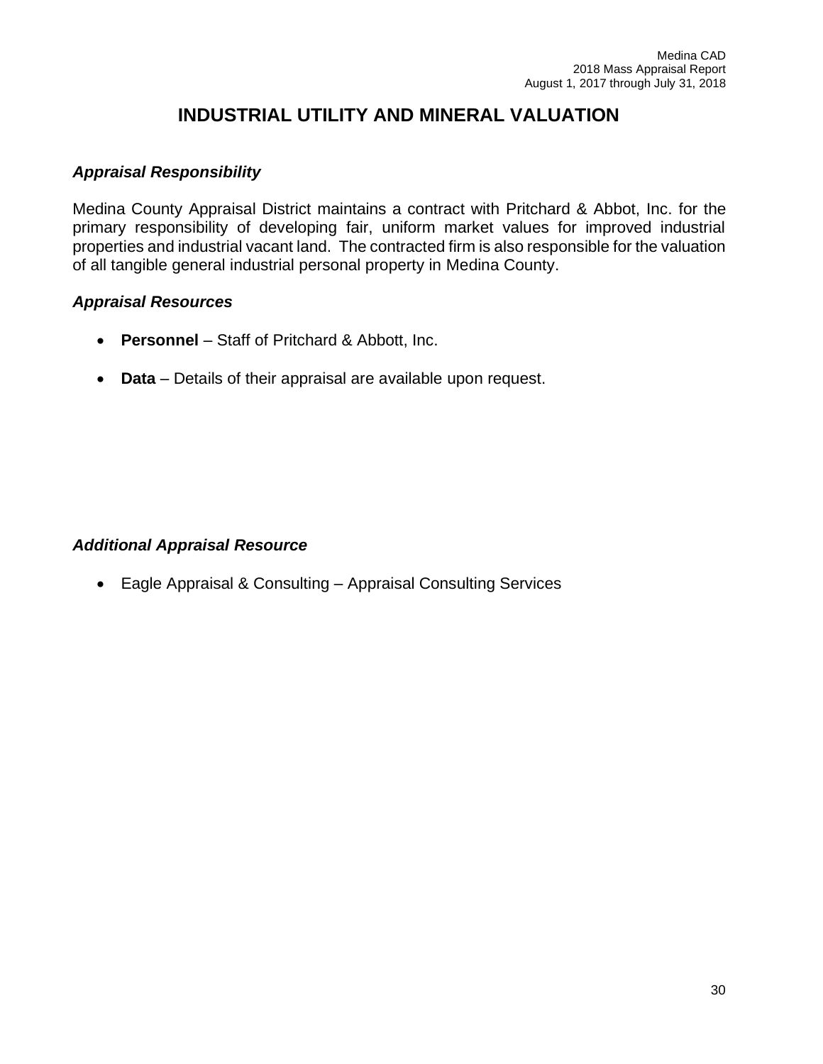# INDUSTRIAL UTILITY AND MINERAL VALUATION

### *Appraisal Responsibility*

Medina County Appraisal District maintains a contract with Pritchard & Abbot, Inc. for the primary responsibility of developing fair, uniform market values for improved industrial properties and industrial vacant land. The contracted firm is also responsible for the valuation of all tangible general industrial personal property in Medina County.

### *Appraisal Resources*

- **Personnel** – Staff of Pritchard & Abbott, Inc.
- **Data** – Details of their appraisal are available upon request.

### *Additional Appraisal Resource*

- Eagle Appraisal & Consulting – Appraisal Consulting Services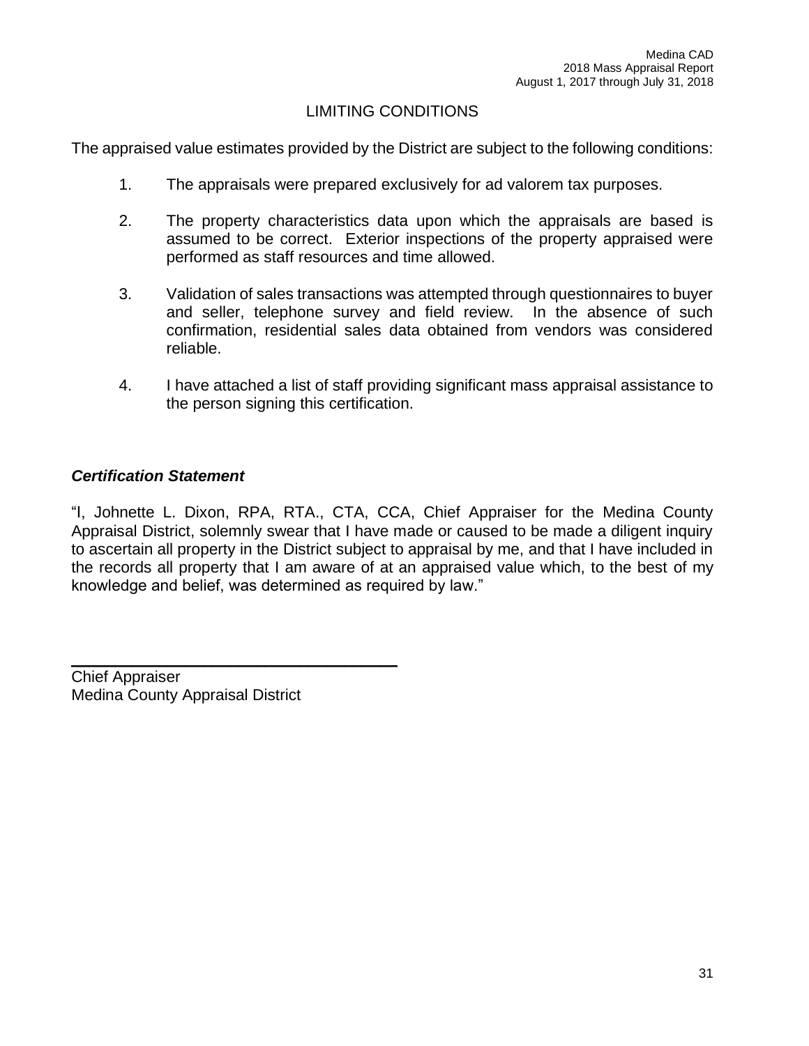## LIMITING CONDITIONS

The appraised value estimates provided by the District are subject to the following conditions:

1. The appraisals were prepared exclusively for ad valorem tax purposes.

2. The property characteristics data upon which the appraisals are based is assumed to be correct. Exterior inspections of the property appraised were performed as staff resources and time allowed.

3. Validation of sales transactions was attempted through questionnaires to buyer and seller, telephone survey and field review. In the absence of such confirmation, residential sales data obtained from vendors was considered reliable.

4. I have attached a list of staff providing significant mass appraisal assistance to the person signing this certification.

### *Certification Statement*

"I, Johnette L. Dixon, RPA, RTA., CTA, CCA, Chief Appraiser for the Medina County Appraisal District, solemnly swear that I have made or caused to be made a diligent inquiry to ascertain all property in the District subject to appraisal by me, and that I have included in the records all property that I am aware of at an appraised value which, to the best of my knowledge and belief, was determined as required by law."

\_\_\_\_\_\_\_\_\_\_\_\_\_\_\_\_\_\_\_\_\_\_\_\_\_\_\_\_\_\_\_\_\_\_\_\_

Chief Appraiser
Medina County Appraisal District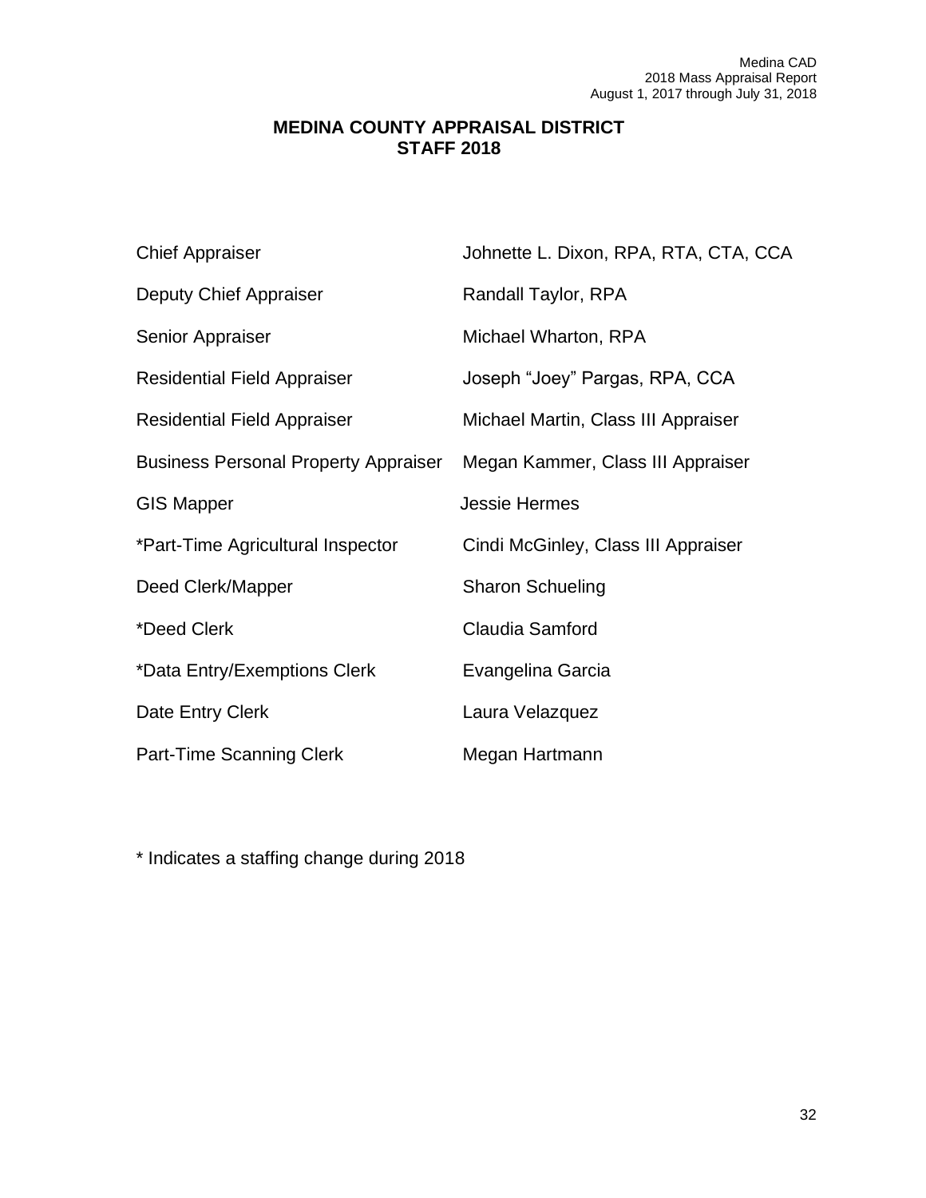## MEDINA COUNTY APPRAISAL DISTRICT
## STAFF 2018

| | |
|---|---|
| Chief Appraiser | Johnette L. Dixon, RPA, RTA, CTA, CCA |
| Deputy Chief Appraiser | Randall Taylor, RPA |
| Senior Appraiser | Michael Wharton, RPA |
| Residential Field Appraiser | Joseph “Joey” Pargas, RPA, CCA |
| Residential Field Appraiser | Michael Martin, Class III Appraiser |
| Business Personal Property Appraiser | Megan Kammer, Class III Appraiser |
| GIS Mapper | Jessie Hermes |
| *Part-Time Agricultural Inspector | Cindi McGinley, Class III Appraiser |
| Deed Clerk/Mapper | Sharon Schueling |
| *Deed Clerk | Claudia Samford |
| *Data Entry/Exemptions Clerk | Evangelina Garcia |
| Date Entry Clerk | Laura Velazquez |
| Part-Time Scanning Clerk | Megan Hartmann |

* Indicates a staffing change during 2018